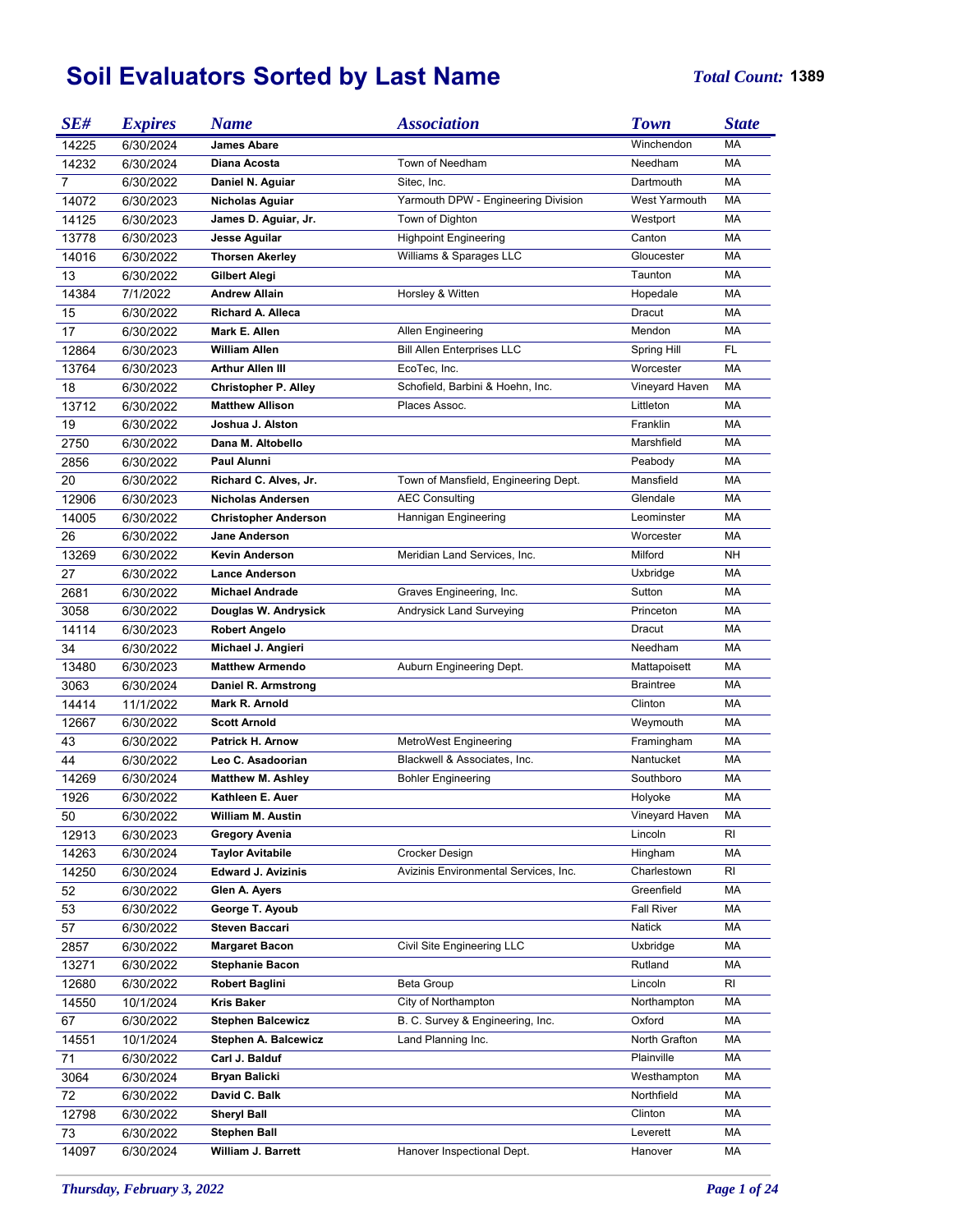# Soil Evaluators Sorted by Last Name

***Total Count:*** **1389**

| SE# | Expires | Name | Association | Town | State |
|---|---|---|---|---|---|
| 14225 | 6/30/2024 | **James Abare** | | Winchendon | MA |
| 14232 | 6/30/2024 | **Diana Acosta** | Town of Needham | Needham | MA |
| 7 | 6/30/2022 | **Daniel N. Aguiar** | Sitec, Inc. | Dartmouth | MA |
| 14072 | 6/30/2023 | **Nicholas Aguiar** | Yarmouth DPW - Engineering Division | West Yarmouth | MA |
| 14125 | 6/30/2023 | **James D. Aguiar, Jr.** | Town of Dighton | Westport | MA |
| 13778 | 6/30/2023 | **Jesse Aguilar** | Highpoint Engineering | Canton | MA |
| 14016 | 6/30/2022 | **Thorsen Akerley** | Williams & Sparages LLC | Gloucester | MA |
| 13 | 6/30/2022 | **Gilbert Alegi** | | Taunton | MA |
| 14384 | 7/1/2022 | **Andrew Allain** | Horsley & Witten | Hopedale | MA |
| 15 | 6/30/2022 | **Richard A. Alleca** | | Dracut | MA |
| 17 | 6/30/2022 | **Mark E. Allen** | Allen Engineering | Mendon | MA |
| 12864 | 6/30/2023 | **William Allen** | Bill Allen Enterprises LLC | Spring Hill | FL |
| 13764 | 6/30/2023 | **Arthur Allen III** | EcoTec, Inc. | Worcester | MA |
| 18 | 6/30/2022 | **Christopher P. Alley** | Schofield, Barbini & Hoehn, Inc. | Vineyard Haven | MA |
| 13712 | 6/30/2022 | **Matthew Allison** | Places Assoc. | Littleton | MA |
| 19 | 6/30/2022 | **Joshua J. Alston** | | Franklin | MA |
| 2750 | 6/30/2022 | **Dana M. Altobello** | | Marshfield | MA |
| 2856 | 6/30/2022 | **Paul Alunni** | | Peabody | MA |
| 20 | 6/30/2022 | **Richard C. Alves, Jr.** | Town of Mansfield, Engineering Dept. | Mansfield | MA |
| 12906 | 6/30/2023 | **Nicholas Andersen** | AEC Consulting | Glendale | MA |
| 14005 | 6/30/2022 | **Christopher Anderson** | Hannigan Engineering | Leominster | MA |
| 26 | 6/30/2022 | **Jane Anderson** | | Worcester | MA |
| 13269 | 6/30/2022 | **Kevin Anderson** | Meridian Land Services, Inc. | Milford | NH |
| 27 | 6/30/2022 | **Lance Anderson** | | Uxbridge | MA |
| 2681 | 6/30/2022 | **Michael Andrade** | Graves Engineering, Inc. | Sutton | MA |
| 3058 | 6/30/2022 | **Douglas W. Andrysick** | Andrysick Land Surveying | Princeton | MA |
| 14114 | 6/30/2023 | **Robert Angelo** | | Dracut | MA |
| 34 | 6/30/2022 | **Michael J. Angieri** | | Needham | MA |
| 13480 | 6/30/2023 | **Matthew Armendo** | Auburn Engineering Dept. | Mattapoisett | MA |
| 3063 | 6/30/2024 | **Daniel R. Armstrong** | | Braintree | MA |
| 14414 | 11/1/2022 | **Mark R. Arnold** | | Clinton | MA |
| 12667 | 6/30/2022 | **Scott Arnold** | | Weymouth | MA |
| 43 | 6/30/2022 | **Patrick H. Arnow** | MetroWest Engineering | Framingham | MA |
| 44 | 6/30/2022 | **Leo C. Asadoorian** | Blackwell & Associates, Inc. | Nantucket | MA |
| 14269 | 6/30/2024 | **Matthew M. Ashley** | Bohler Engineering | Southboro | MA |
| 1926 | 6/30/2022 | **Kathleen E. Auer** | | Holyoke | MA |
| 50 | 6/30/2022 | **William M. Austin** | | Vineyard Haven | MA |
| 12913 | 6/30/2023 | **Gregory Avenia** | | Lincoln | RI |
| 14263 | 6/30/2024 | **Taylor Avitabile** | Crocker Design | Hingham | MA |
| 14250 | 6/30/2024 | **Edward J. Avizinis** | Avizinis Environmental Services, Inc. | Charlestown | RI |
| 52 | 6/30/2022 | **Glen A. Ayers** | | Greenfield | MA |
| 53 | 6/30/2022 | **George T. Ayoub** | | Fall River | MA |
| 57 | 6/30/2022 | **Steven Baccari** | | Natick | MA |
| 2857 | 6/30/2022 | **Margaret Bacon** | Civil Site Engineering LLC | Uxbridge | MA |
| 13271 | 6/30/2022 | **Stephanie Bacon** | | Rutland | MA |
| 12680 | 6/30/2022 | **Robert Baglini** | Beta Group | Lincoln | RI |
| 14550 | 10/1/2024 | **Kris Baker** | City of Northampton | Northampton | MA |
| 67 | 6/30/2022 | **Stephen Balcewicz** | B. C. Survey & Engineering, Inc. | Oxford | MA |
| 14551 | 10/1/2024 | **Stephen A. Balcewicz** | Land Planning Inc. | North Grafton | MA |
| 71 | 6/30/2022 | **Carl J. Balduf** | | Plainville | MA |
| 3064 | 6/30/2024 | **Bryan Balicki** | | Westhampton | MA |
| 72 | 6/30/2022 | **David C. Balk** | | Northfield | MA |
| 12798 | 6/30/2022 | **Sheryl Ball** | | Clinton | MA |
| 73 | 6/30/2022 | **Stephen Ball** | | Leverett | MA |
| 14097 | 6/30/2024 | **William J. Barrett** | Hanover Inspectional Dept. | Hanover | MA |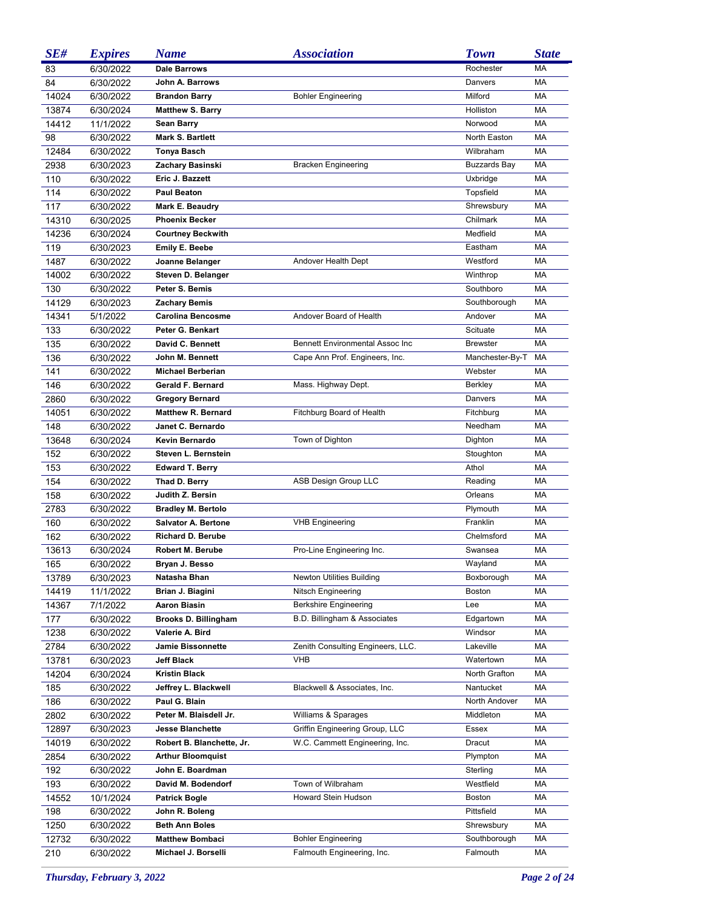| SE# | Expires | Name | Association | Town | State |
|---|---|---|---|---|---|
| 83 | 6/30/2022 | **Dale Barrows** | | Rochester | MA |
| 84 | 6/30/2022 | **John A. Barrows** | | Danvers | MA |
| 14024 | 6/30/2022 | **Brandon Barry** | Bohler Engineering | Milford | MA |
| 13874 | 6/30/2024 | **Matthew S. Barry** | | Holliston | MA |
| 14412 | 11/1/2022 | **Sean Barry** | | Norwood | MA |
| 98 | 6/30/2022 | **Mark S. Bartlett** | | North Easton | MA |
| 12484 | 6/30/2022 | **Tonya Basch** | | Wilbraham | MA |
| 2938 | 6/30/2023 | **Zachary Basinski** | Bracken Engineering | Buzzards Bay | MA |
| 110 | 6/30/2022 | **Eric J. Bazzett** | | Uxbridge | MA |
| 114 | 6/30/2022 | **Paul Beaton** | | Topsfield | MA |
| 117 | 6/30/2022 | **Mark E. Beaudry** | | Shrewsbury | MA |
| 14310 | 6/30/2025 | **Phoenix Becker** | | Chilmark | MA |
| 14236 | 6/30/2024 | **Courtney Beckwith** | | Medfield | MA |
| 119 | 6/30/2023 | **Emily E. Beebe** | | Eastham | MA |
| 1487 | 6/30/2022 | **Joanne Belanger** | Andover Health Dept | Westford | MA |
| 14002 | 6/30/2022 | **Steven D. Belanger** | | Winthrop | MA |
| 130 | 6/30/2022 | **Peter S. Bemis** | | Southboro | MA |
| 14129 | 6/30/2023 | **Zachary Bemis** | | Southborough | MA |
| 14341 | 5/1/2022 | **Carolina Bencosme** | Andover Board of Health | Andover | MA |
| 133 | 6/30/2022 | **Peter G. Benkart** | | Scituate | MA |
| 135 | 6/30/2022 | **David C. Bennett** | Bennett Environmental Assoc Inc | Brewster | MA |
| 136 | 6/30/2022 | **John M. Bennett** | Cape Ann Prof. Engineers, Inc. | Manchester-By-T | MA |
| 141 | 6/30/2022 | **Michael Berberian** | | Webster | MA |
| 146 | 6/30/2022 | **Gerald F. Bernard** | Mass. Highway Dept. | Berkley | MA |
| 2860 | 6/30/2022 | **Gregory Bernard** | | Danvers | MA |
| 14051 | 6/30/2022 | **Matthew R. Bernard** | Fitchburg Board of Health | Fitchburg | MA |
| 148 | 6/30/2022 | **Janet C. Bernardo** | | Needham | MA |
| 13648 | 6/30/2024 | **Kevin Bernardo** | Town of Dighton | Dighton | MA |
| 152 | 6/30/2022 | **Steven L. Bernstein** | | Stoughton | MA |
| 153 | 6/30/2022 | **Edward T. Berry** | | Athol | MA |
| 154 | 6/30/2022 | **Thad D. Berry** | ASB Design Group LLC | Reading | MA |
| 158 | 6/30/2022 | **Judith Z. Bersin** | | Orleans | MA |
| 2783 | 6/30/2022 | **Bradley M. Bertolo** | | Plymouth | MA |
| 160 | 6/30/2022 | **Salvator A. Bertone** | VHB Engineering | Franklin | MA |
| 162 | 6/30/2022 | **Richard D. Berube** | | Chelmsford | MA |
| 13613 | 6/30/2024 | **Robert M. Berube** | Pro-Line Engineering Inc. | Swansea | MA |
| 165 | 6/30/2022 | **Bryan J. Besso** | | Wayland | MA |
| 13789 | 6/30/2023 | **Natasha Bhan** | Newton Utilities Building | Boxborough | MA |
| 14419 | 11/1/2022 | **Brian J. Biagini** | Nitsch Engineering | Boston | MA |
| 14367 | 7/1/2022 | **Aaron Biasin** | Berkshire Engineering | Lee | MA |
| 177 | 6/30/2022 | **Brooks D. Billingham** | B.D. Billingham & Associates | Edgartown | MA |
| 1238 | 6/30/2022 | **Valerie A. Bird** | | Windsor | MA |
| 2784 | 6/30/2022 | **Jamie Bissonnette** | Zenith Consulting Engineers, LLC. | Lakeville | MA |
| 13781 | 6/30/2023 | **Jeff Black** | VHB | Watertown | MA |
| 14204 | 6/30/2024 | **Kristin Black** | | North Grafton | MA |
| 185 | 6/30/2022 | **Jeffrey L. Blackwell** | Blackwell & Associates, Inc. | Nantucket | MA |
| 186 | 6/30/2022 | **Paul G. Blain** | | North Andover | MA |
| 2802 | 6/30/2022 | **Peter M. Blaisdell Jr.** | Williams & Sparages | Middleton | MA |
| 12897 | 6/30/2023 | **Jesse Blanchette** | Griffin Engineering Group, LLC | Essex | MA |
| 14019 | 6/30/2022 | **Robert B. Blanchette, Jr.** | W.C. Cammett Engineering, Inc. | Dracut | MA |
| 2854 | 6/30/2022 | **Arthur Bloomquist** | | Plympton | MA |
| 192 | 6/30/2022 | **John E. Boardman** | | Sterling | MA |
| 193 | 6/30/2022 | **David M. Bodendorf** | Town of Wilbraham | Westfield | MA |
| 14552 | 10/1/2024 | **Patrick Bogle** | Howard Stein Hudson | Boston | MA |
| 198 | 6/30/2022 | **John R. Boleng** | | Pittsfield | MA |
| 1250 | 6/30/2022 | **Beth Ann Boles** | | Shrewsbury | MA |
| 12732 | 6/30/2022 | **Matthew Bombaci** | Bohler Engineering | Southborough | MA |
| 210 | 6/30/2022 | **Michael J. Borselli** | Falmouth Engineering, Inc. | Falmouth | MA |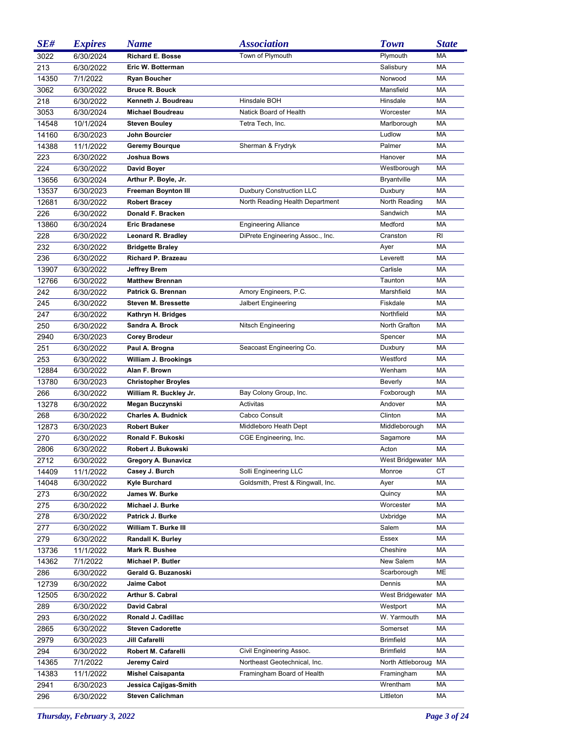| SE# | Expires | Name | Association | Town | State |
|---|---|---|---|---|---|
| 3022 | 6/30/2024 | Richard E. Bosse | Town of Plymouth | Plymouth | MA |
| 213 | 6/30/2022 | Eric W. Botterman | | Salisbury | MA |
| 14350 | 7/1/2022 | Ryan Boucher | | Norwood | MA |
| 3062 | 6/30/2022 | Bruce R. Bouck | | Mansfield | MA |
| 218 | 6/30/2022 | Kenneth J. Boudreau | Hinsdale BOH | Hinsdale | MA |
| 3053 | 6/30/2024 | Michael Boudreau | Natick Board of Health | Worcester | MA |
| 14548 | 10/1/2024 | Steven Bouley | Tetra Tech, Inc. | Marlborough | MA |
| 14160 | 6/30/2023 | John Bourcier | | Ludlow | MA |
| 14388 | 11/1/2022 | Geremy Bourque | Sherman & Frydryk | Palmer | MA |
| 223 | 6/30/2022 | Joshua Bows | | Hanover | MA |
| 224 | 6/30/2022 | David Boyer | | Westborough | MA |
| 13656 | 6/30/2024 | Arthur P. Boyle, Jr. | | Bryantville | MA |
| 13537 | 6/30/2023 | Freeman Boynton III | Duxbury Construction LLC | Duxbury | MA |
| 12681 | 6/30/2022 | Robert Bracey | North Reading Health Department | North Reading | MA |
| 226 | 6/30/2022 | Donald F. Bracken | | Sandwich | MA |
| 13860 | 6/30/2024 | Eric Bradanese | Engineering Alliance | Medford | MA |
| 228 | 6/30/2022 | Leonard R. Bradley | DiPrete Engineering Assoc., Inc. | Cranston | RI |
| 232 | 6/30/2022 | Bridgette Braley | | Ayer | MA |
| 236 | 6/30/2022 | Richard P. Brazeau | | Leverett | MA |
| 13907 | 6/30/2022 | Jeffrey Brem | | Carlisle | MA |
| 12766 | 6/30/2022 | Matthew Brennan | | Taunton | MA |
| 242 | 6/30/2022 | Patrick G. Brennan | Amory Engineers, P.C. | Marshfield | MA |
| 245 | 6/30/2022 | Steven M. Bressette | Jalbert Engineering | Fiskdale | MA |
| 247 | 6/30/2022 | Kathryn H. Bridges | | Northfield | MA |
| 250 | 6/30/2022 | Sandra A. Brock | Nitsch Engineering | North Grafton | MA |
| 2940 | 6/30/2023 | Corey Brodeur | | Spencer | MA |
| 251 | 6/30/2022 | Paul A. Brogna | Seacoast Engineering Co. | Duxbury | MA |
| 253 | 6/30/2022 | William J. Brookings | | Westford | MA |
| 12884 | 6/30/2022 | Alan F. Brown | | Wenham | MA |
| 13780 | 6/30/2023 | Christopher Broyles | | Beverly | MA |
| 266 | 6/30/2022 | William R. Buckley Jr. | Bay Colony Group, Inc. | Foxborough | MA |
| 13278 | 6/30/2022 | Megan Buczynski | Activitas | Andover | MA |
| 268 | 6/30/2022 | Charles A. Budnick | Cabco Consult | Clinton | MA |
| 12873 | 6/30/2023 | Robert Buker | Middleboro Heath Dept | Middleborough | MA |
| 270 | 6/30/2022 | Ronald F. Bukoski | CGE Engineering, Inc. | Sagamore | MA |
| 2806 | 6/30/2022 | Robert J. Bukowski | | Acton | MA |
| 2712 | 6/30/2022 | Gregory A. Bunavicz | | West Bridgewater | MA |
| 14409 | 11/1/2022 | Casey J. Burch | Solli Engineering LLC | Monroe | CT |
| 14048 | 6/30/2022 | Kyle Burchard | Goldsmith, Prest & Ringwall, Inc. | Ayer | MA |
| 273 | 6/30/2022 | James W. Burke | | Quincy | MA |
| 275 | 6/30/2022 | Michael J. Burke | | Worcester | MA |
| 278 | 6/30/2022 | Patrick J. Burke | | Uxbridge | MA |
| 277 | 6/30/2022 | William T. Burke III | | Salem | MA |
| 279 | 6/30/2022 | Randall K. Burley | | Essex | MA |
| 13736 | 11/1/2022 | Mark R. Bushee | | Cheshire | MA |
| 14362 | 7/1/2022 | Michael P. Butler | | New Salem | MA |
| 286 | 6/30/2022 | Gerald G. Buzanoski | | Scarborough | ME |
| 12739 | 6/30/2022 | Jaime Cabot | | Dennis | MA |
| 12505 | 6/30/2022 | Arthur S. Cabral | | West Bridgewater | MA |
| 289 | 6/30/2022 | David Cabral | | Westport | MA |
| 293 | 6/30/2022 | Ronald J. Cadillac | | W. Yarmouth | MA |
| 2865 | 6/30/2022 | Steven Cadorette | | Somerset | MA |
| 2979 | 6/30/2023 | Jill Cafarelli | | Brimfield | MA |
| 294 | 6/30/2022 | Robert M. Cafarelli | Civil Engineering Assoc. | Brimfield | MA |
| 14365 | 7/1/2022 | Jeremy Caird | Northeast Geotechnical, Inc. | North Attleboroug | MA |
| 14383 | 11/1/2022 | Mishel Caisapanta | Framingham Board of Health | Framingham | MA |
| 2941 | 6/30/2023 | Jessica Cajigas-Smith | | Wrentham | MA |
| 296 | 6/30/2022 | Steven Calichman | | Littleton | MA |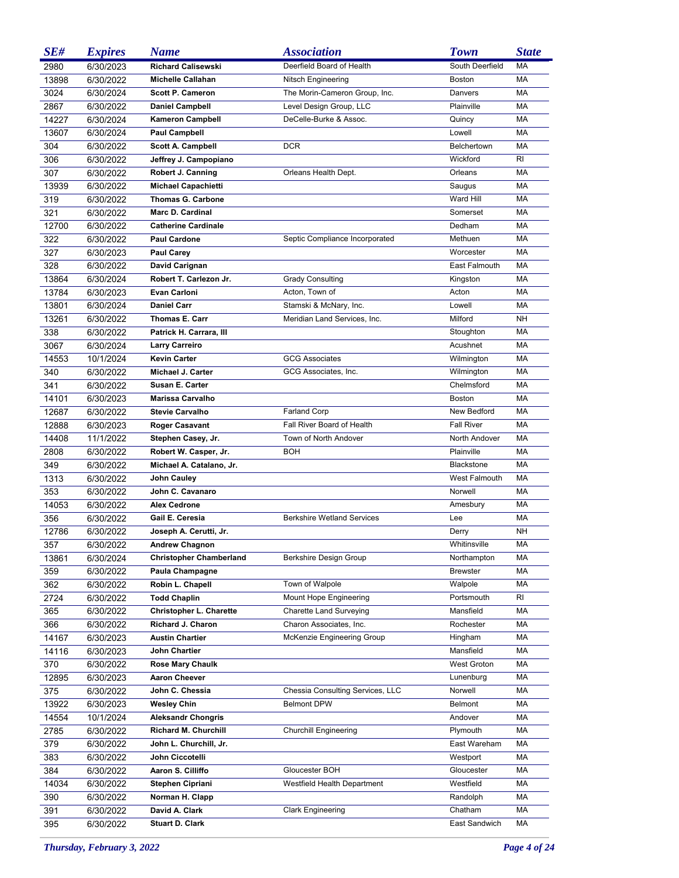| SE# | Expires | Name | Association | Town | State |
|---|---|---|---|---|---|
| 2980 | 6/30/2023 | **Richard Calisewski** | Deerfield Board of Health | South Deerfield | MA |
| 13898 | 6/30/2022 | **Michelle Callahan** | Nitsch Engineering | Boston | MA |
| 3024 | 6/30/2024 | **Scott P. Cameron** | The Morin-Cameron Group, Inc. | Danvers | MA |
| 2867 | 6/30/2022 | **Daniel Campbell** | Level Design Group, LLC | Plainville | MA |
| 14227 | 6/30/2024 | **Kameron Campbell** | DeCelle-Burke & Assoc. | Quincy | MA |
| 13607 | 6/30/2024 | **Paul Campbell** | | Lowell | MA |
| 304 | 6/30/2022 | **Scott A. Campbell** | DCR | Belchertown | MA |
| 306 | 6/30/2022 | **Jeffrey J. Campopiano** | | Wickford | RI |
| 307 | 6/30/2022 | **Robert J. Canning** | Orleans Health Dept. | Orleans | MA |
| 13939 | 6/30/2022 | **Michael Capachietti** | | Saugus | MA |
| 319 | 6/30/2022 | **Thomas G. Carbone** | | Ward Hill | MA |
| 321 | 6/30/2022 | **Marc D. Cardinal** | | Somerset | MA |
| 12700 | 6/30/2022 | **Catherine Cardinale** | | Dedham | MA |
| 322 | 6/30/2022 | **Paul Cardone** | Septic Compliance Incorporated | Methuen | MA |
| 327 | 6/30/2023 | **Paul Carey** | | Worcester | MA |
| 328 | 6/30/2022 | **David Carignan** | | East Falmouth | MA |
| 13864 | 6/30/2024 | **Robert T. Carlezon Jr.** | Grady Consulting | Kingston | MA |
| 13784 | 6/30/2023 | **Evan Carloni** | Acton, Town of | Acton | MA |
| 13801 | 6/30/2024 | **Daniel Carr** | Stamski & McNary, Inc. | Lowell | MA |
| 13261 | 6/30/2022 | **Thomas E. Carr** | Meridian Land Services, Inc. | Milford | NH |
| 338 | 6/30/2022 | **Patrick H. Carrara, III** | | Stoughton | MA |
| 3067 | 6/30/2024 | **Larry Carreiro** | | Acushnet | MA |
| 14553 | 10/1/2024 | **Kevin Carter** | GCG Associates | Wilmington | MA |
| 340 | 6/30/2022 | **Michael J. Carter** | GCG Associates, Inc. | Wilmington | MA |
| 341 | 6/30/2022 | **Susan E. Carter** | | Chelmsford | MA |
| 14101 | 6/30/2023 | **Marissa Carvalho** | | Boston | MA |
| 12687 | 6/30/2022 | **Stevie Carvalho** | Farland Corp | New Bedford | MA |
| 12888 | 6/30/2023 | **Roger Casavant** | Fall River Board of Health | Fall River | MA |
| 14408 | 11/1/2022 | **Stephen Casey, Jr.** | Town of North Andover | North Andover | MA |
| 2808 | 6/30/2022 | **Robert W. Casper, Jr.** | BOH | Plainville | MA |
| 349 | 6/30/2022 | **Michael A. Catalano, Jr.** | | Blackstone | MA |
| 1313 | 6/30/2022 | **John Cauley** | | West Falmouth | MA |
| 353 | 6/30/2022 | **John C. Cavanaro** | | Norwell | MA |
| 14053 | 6/30/2022 | **Alex Cedrone** | | Amesbury | MA |
| 356 | 6/30/2022 | **Gail E. Ceresia** | Berkshire Wetland Services | Lee | MA |
| 12786 | 6/30/2022 | **Joseph A. Cerutti, Jr.** | | Derry | NH |
| 357 | 6/30/2022 | **Andrew Chagnon** | | Whitinsville | MA |
| 13861 | 6/30/2024 | **Christopher Chamberland** | Berkshire Design Group | Northampton | MA |
| 359 | 6/30/2022 | **Paula Champagne** | | Brewster | MA |
| 362 | 6/30/2022 | **Robin L. Chapell** | Town of Walpole | Walpole | MA |
| 2724 | 6/30/2022 | **Todd Chaplin** | Mount Hope Engineering | Portsmouth | RI |
| 365 | 6/30/2022 | **Christopher L. Charette** | Charette Land Surveying | Mansfield | MA |
| 366 | 6/30/2022 | **Richard J. Charon** | Charon Associates, Inc. | Rochester | MA |
| 14167 | 6/30/2023 | **Austin Chartier** | McKenzie Engineering Group | Hingham | MA |
| 14116 | 6/30/2023 | **John Chartier** | | Mansfield | MA |
| 370 | 6/30/2022 | **Rose Mary Chaulk** | | West Groton | MA |
| 12895 | 6/30/2023 | **Aaron Cheever** | | Lunenburg | MA |
| 375 | 6/30/2022 | **John C. Chessia** | Chessia Consulting Services, LLC | Norwell | MA |
| 13922 | 6/30/2023 | **Wesley Chin** | Belmont DPW | Belmont | MA |
| 14554 | 10/1/2024 | **Aleksandr Chongris** | | Andover | MA |
| 2785 | 6/30/2022 | **Richard M. Churchill** | Churchill Engineering | Plymouth | MA |
| 379 | 6/30/2022 | **John L. Churchill, Jr.** | | East Wareham | MA |
| 383 | 6/30/2022 | **John Ciccotelli** | | Westport | MA |
| 384 | 6/30/2022 | **Aaron S. Cilliffo** | Gloucester BOH | Gloucester | MA |
| 14034 | 6/30/2022 | **Stephen Cipriani** | Westfield Health Department | Westfield | MA |
| 390 | 6/30/2022 | **Norman H. Clapp** | | Randolph | MA |
| 391 | 6/30/2022 | **David A. Clark** | Clark Engineering | Chatham | MA |
| 395 | 6/30/2022 | **Stuart D. Clark** | | East Sandwich | MA |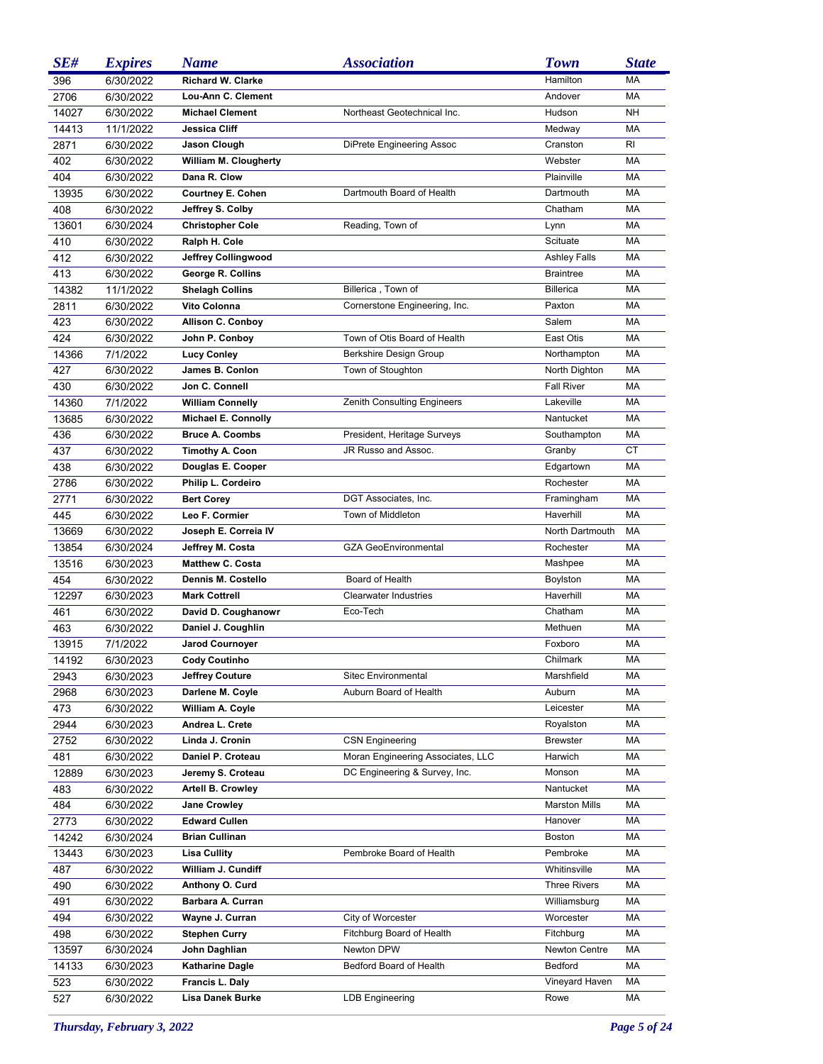| SE# | Expires | Name | Association | Town | State |
|---|---|---|---|---|---|
| 396 | 6/30/2022 | **Richard W. Clarke** | | Hamilton | MA |
| 2706 | 6/30/2022 | **Lou-Ann C. Clement** | | Andover | MA |
| 14027 | 6/30/2022 | **Michael Clement** | Northeast Geotechnical Inc. | Hudson | NH |
| 14413 | 11/1/2022 | **Jessica Cliff** | | Medway | MA |
| 2871 | 6/30/2022 | **Jason Clough** | DiPrete Engineering Assoc | Cranston | RI |
| 402 | 6/30/2022 | **William M. Clougherty** | | Webster | MA |
| 404 | 6/30/2022 | **Dana R. Clow** | | Plainville | MA |
| 13935 | 6/30/2022 | **Courtney E. Cohen** | Dartmouth Board of Health | Dartmouth | MA |
| 408 | 6/30/2022 | **Jeffrey S. Colby** | | Chatham | MA |
| 13601 | 6/30/2024 | **Christopher Cole** | Reading, Town of | Lynn | MA |
| 410 | 6/30/2022 | **Ralph H. Cole** | | Scituate | MA |
| 412 | 6/30/2022 | **Jeffrey Collingwood** | | Ashley Falls | MA |
| 413 | 6/30/2022 | **George R. Collins** | | Braintree | MA |
| 14382 | 11/1/2022 | **Shelagh Collins** | Billerica , Town of | Billerica | MA |
| 2811 | 6/30/2022 | **Vito Colonna** | Cornerstone Engineering, Inc. | Paxton | MA |
| 423 | 6/30/2022 | **Allison C. Conboy** | | Salem | MA |
| 424 | 6/30/2022 | **John P. Conboy** | Town of Otis Board of Health | East Otis | MA |
| 14366 | 7/1/2022 | **Lucy Conley** | Berkshire Design Group | Northampton | MA |
| 427 | 6/30/2022 | **James B. Conlon** | Town of Stoughton | North Dighton | MA |
| 430 | 6/30/2022 | **Jon C. Connell** | | Fall River | MA |
| 14360 | 7/1/2022 | **William Connelly** | Zenith Consulting Engineers | Lakeville | MA |
| 13685 | 6/30/2022 | **Michael E. Connolly** | | Nantucket | MA |
| 436 | 6/30/2022 | **Bruce A. Coombs** | President, Heritage Surveys | Southampton | MA |
| 437 | 6/30/2022 | **Timothy A. Coon** | JR Russo and Assoc. | Granby | CT |
| 438 | 6/30/2022 | **Douglas E. Cooper** | | Edgartown | MA |
| 2786 | 6/30/2022 | **Philip L. Cordeiro** | | Rochester | MA |
| 2771 | 6/30/2022 | **Bert Corey** | DGT Associates, Inc. | Framingham | MA |
| 445 | 6/30/2022 | **Leo F. Cormier** | Town of Middleton | Haverhill | MA |
| 13669 | 6/30/2022 | **Joseph E. Correia IV** | | North Dartmouth | MA |
| 13854 | 6/30/2024 | **Jeffrey M. Costa** | GZA GeoEnvironmental | Rochester | MA |
| 13516 | 6/30/2023 | **Matthew C. Costa** | | Mashpee | MA |
| 454 | 6/30/2022 | **Dennis M. Costello** | Board of Health | Boylston | MA |
| 12297 | 6/30/2023 | **Mark Cottrell** | Clearwater Industries | Haverhill | MA |
| 461 | 6/30/2022 | **David D. Coughanowr** | Eco-Tech | Chatham | MA |
| 463 | 6/30/2022 | **Daniel J. Coughlin** | | Methuen | MA |
| 13915 | 7/1/2022 | **Jarod Cournoyer** | | Foxboro | MA |
| 14192 | 6/30/2023 | **Cody Coutinho** | | Chilmark | MA |
| 2943 | 6/30/2023 | **Jeffrey Couture** | Sitec Environmental | Marshfield | MA |
| 2968 | 6/30/2023 | **Darlene M. Coyle** | Auburn Board of Health | Auburn | MA |
| 473 | 6/30/2022 | **William A. Coyle** | | Leicester | MA |
| 2944 | 6/30/2023 | **Andrea L. Crete** | | Royalston | MA |
| 2752 | 6/30/2022 | **Linda J. Cronin** | CSN Engineering | Brewster | MA |
| 481 | 6/30/2022 | **Daniel P. Croteau** | Moran Engineering Associates, LLC | Harwich | MA |
| 12889 | 6/30/2023 | **Jeremy S. Croteau** | DC Engineering & Survey, Inc. | Monson | MA |
| 483 | 6/30/2022 | **Artell B. Crowley** | | Nantucket | MA |
| 484 | 6/30/2022 | **Jane Crowley** | | Marston Mills | MA |
| 2773 | 6/30/2022 | **Edward Cullen** | | Hanover | MA |
| 14242 | 6/30/2024 | **Brian Cullinan** | | Boston | MA |
| 13443 | 6/30/2023 | **Lisa Cullity** | Pembroke Board of Health | Pembroke | MA |
| 487 | 6/30/2022 | **William J. Cundiff** | | Whitinsville | MA |
| 490 | 6/30/2022 | **Anthony O. Curd** | | Three Rivers | MA |
| 491 | 6/30/2022 | **Barbara A. Curran** | | Williamsburg | MA |
| 494 | 6/30/2022 | **Wayne J. Curran** | City of Worcester | Worcester | MA |
| 498 | 6/30/2022 | **Stephen Curry** | Fitchburg Board of Health | Fitchburg | MA |
| 13597 | 6/30/2024 | **John Daghlian** | Newton DPW | Newton Centre | MA |
| 14133 | 6/30/2023 | **Katharine Dagle** | Bedford Board of Health | Bedford | MA |
| 523 | 6/30/2022 | **Francis L. Daly** | | Vineyard Haven | MA |
| 527 | 6/30/2022 | **Lisa Danek Burke** | LDB Engineering | Rowe | MA |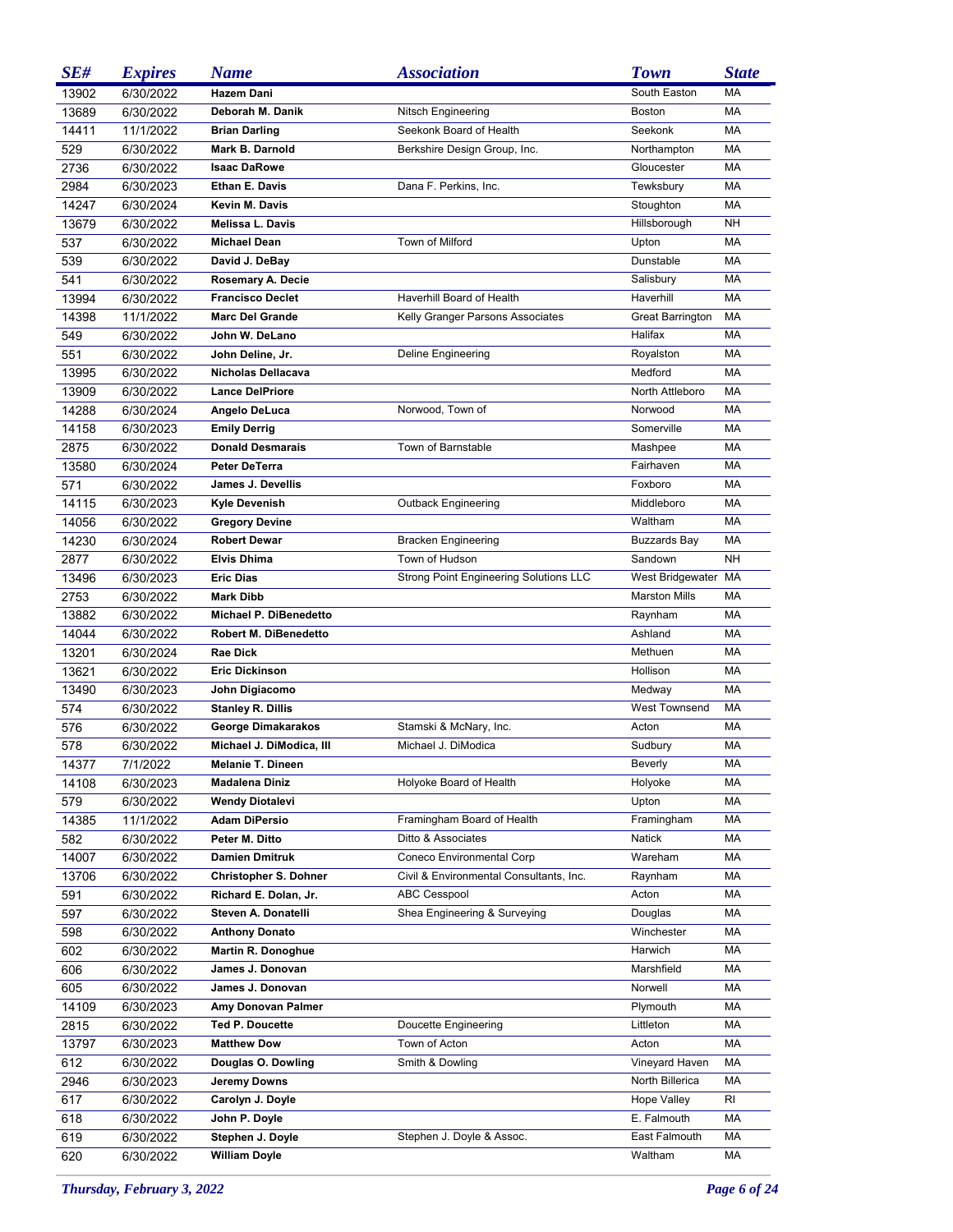| SE# | Expires | Name | Association | Town | State |
|---|---|---|---|---|---|
| 13902 | 6/30/2022 | **Hazem Dani** | | South Easton | MA |
| 13689 | 6/30/2022 | **Deborah M. Danik** | Nitsch Engineering | Boston | MA |
| 14411 | 11/1/2022 | **Brian Darling** | Seekonk Board of Health | Seekonk | MA |
| 529 | 6/30/2022 | **Mark B. Darnold** | Berkshire Design Group, Inc. | Northampton | MA |
| 2736 | 6/30/2022 | **Isaac DaRowe** | | Gloucester | MA |
| 2984 | 6/30/2023 | **Ethan E. Davis** | Dana F. Perkins, Inc. | Tewksbury | MA |
| 14247 | 6/30/2024 | **Kevin M. Davis** | | Stoughton | MA |
| 13679 | 6/30/2022 | **Melissa L. Davis** | | Hillsborough | NH |
| 537 | 6/30/2022 | **Michael Dean** | Town of Milford | Upton | MA |
| 539 | 6/30/2022 | **David J. DeBay** | | Dunstable | MA |
| 541 | 6/30/2022 | **Rosemary A. Decie** | | Salisbury | MA |
| 13994 | 6/30/2022 | **Francisco Declet** | Haverhill Board of Health | Haverhill | MA |
| 14398 | 11/1/2022 | **Marc Del Grande** | Kelly Granger Parsons Associates | Great Barrington | MA |
| 549 | 6/30/2022 | **John W. DeLano** | | Halifax | MA |
| 551 | 6/30/2022 | **John Deline, Jr.** | Deline Engineering | Royalston | MA |
| 13995 | 6/30/2022 | **Nicholas Dellacava** | | Medford | MA |
| 13909 | 6/30/2022 | **Lance DelPriore** | | North Attleboro | MA |
| 14288 | 6/30/2024 | **Angelo DeLuca** | Norwood, Town of | Norwood | MA |
| 14158 | 6/30/2023 | **Emily Derrig** | | Somerville | MA |
| 2875 | 6/30/2022 | **Donald Desmarais** | Town of Barnstable | Mashpee | MA |
| 13580 | 6/30/2024 | **Peter DeTerra** | | Fairhaven | MA |
| 571 | 6/30/2022 | **James J. Devellis** | | Foxboro | MA |
| 14115 | 6/30/2023 | **Kyle Devenish** | Outback Engineering | Middleboro | MA |
| 14056 | 6/30/2022 | **Gregory Devine** | | Waltham | MA |
| 14230 | 6/30/2024 | **Robert Dewar** | Bracken Engineering | Buzzards Bay | MA |
| 2877 | 6/30/2022 | **Elvis Dhima** | Town of Hudson | Sandown | NH |
| 13496 | 6/30/2023 | **Eric Dias** | Strong Point Engineering Solutions LLC | West Bridgewater | MA |
| 2753 | 6/30/2022 | **Mark Dibb** | | Marston Mills | MA |
| 13882 | 6/30/2022 | **Michael P. DiBenedetto** | | Raynham | MA |
| 14044 | 6/30/2022 | **Robert M. DiBenedetto** | | Ashland | MA |
| 13201 | 6/30/2024 | **Rae Dick** | | Methuen | MA |
| 13621 | 6/30/2022 | **Eric Dickinson** | | Hollison | MA |
| 13490 | 6/30/2023 | **John Digiacomo** | | Medway | MA |
| 574 | 6/30/2022 | **Stanley R. Dillis** | | West Townsend | MA |
| 576 | 6/30/2022 | **George Dimakarakos** | Stamski & McNary, Inc. | Acton | MA |
| 578 | 6/30/2022 | **Michael J. DiModica, III** | Michael J. DiModica | Sudbury | MA |
| 14377 | 7/1/2022 | **Melanie T. Dineen** | | Beverly | MA |
| 14108 | 6/30/2023 | **Madalena Diniz** | Holyoke Board of Health | Holyoke | MA |
| 579 | 6/30/2022 | **Wendy Diotalevi** | | Upton | MA |
| 14385 | 11/1/2022 | **Adam DiPersio** | Framingham Board of Health | Framingham | MA |
| 582 | 6/30/2022 | **Peter M. Ditto** | Ditto & Associates | Natick | MA |
| 14007 | 6/30/2022 | **Damien Dmitruk** | Coneco Environmental Corp | Wareham | MA |
| 13706 | 6/30/2022 | **Christopher S. Dohner** | Civil & Environmental Consultants, Inc. | Raynham | MA |
| 591 | 6/30/2022 | **Richard E. Dolan, Jr.** | ABC Cesspool | Acton | MA |
| 597 | 6/30/2022 | **Steven A. Donatelli** | Shea Engineering & Surveying | Douglas | MA |
| 598 | 6/30/2022 | **Anthony Donato** | | Winchester | MA |
| 602 | 6/30/2022 | **Martin R. Donoghue** | | Harwich | MA |
| 606 | 6/30/2022 | **James J. Donovan** | | Marshfield | MA |
| 605 | 6/30/2022 | **James J. Donovan** | | Norwell | MA |
| 14109 | 6/30/2023 | **Amy Donovan Palmer** | | Plymouth | MA |
| 2815 | 6/30/2022 | **Ted P. Doucette** | Doucette Engineering | Littleton | MA |
| 13797 | 6/30/2023 | **Matthew Dow** | Town of Acton | Acton | MA |
| 612 | 6/30/2022 | **Douglas O. Dowling** | Smith & Dowling | Vineyard Haven | MA |
| 2946 | 6/30/2023 | **Jeremy Downs** | | North Billerica | MA |
| 617 | 6/30/2022 | **Carolyn J. Doyle** | | Hope Valley | RI |
| 618 | 6/30/2022 | **John P. Doyle** | | E. Falmouth | MA |
| 619 | 6/30/2022 | **Stephen J. Doyle** | Stephen J. Doyle & Assoc. | East Falmouth | MA |
| 620 | 6/30/2022 | **William Doyle** | | Waltham | MA |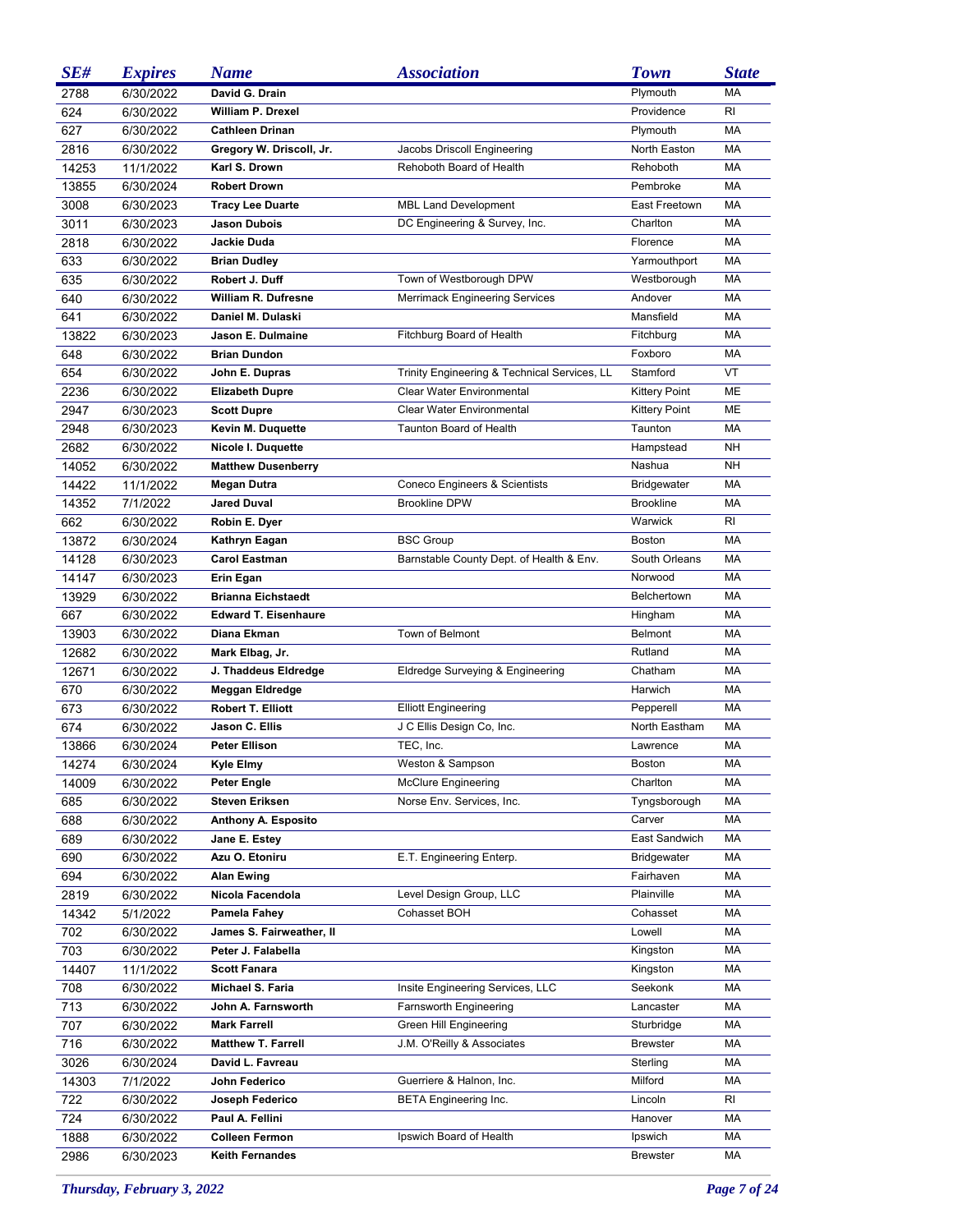| SE# | Expires | Name | Association | Town | State |
|---|---|---|---|---|---|
| 2788 | 6/30/2022 | **David G. Drain** | | Plymouth | MA |
| 624 | 6/30/2022 | **William P. Drexel** | | Providence | RI |
| 627 | 6/30/2022 | **Cathleen Drinan** | | Plymouth | MA |
| 2816 | 6/30/2022 | **Gregory W. Driscoll, Jr.** | Jacobs Driscoll Engineering | North Easton | MA |
| 14253 | 11/1/2022 | **Karl S. Drown** | Rehoboth Board of Health | Rehoboth | MA |
| 13855 | 6/30/2024 | **Robert Drown** | | Pembroke | MA |
| 3008 | 6/30/2023 | **Tracy Lee Duarte** | MBL Land Development | East Freetown | MA |
| 3011 | 6/30/2023 | **Jason Dubois** | DC Engineering & Survey, Inc. | Charlton | MA |
| 2818 | 6/30/2022 | **Jackie Duda** | | Florence | MA |
| 633 | 6/30/2022 | **Brian Dudley** | | Yarmouthport | MA |
| 635 | 6/30/2022 | **Robert J. Duff** | Town of Westborough DPW | Westborough | MA |
| 640 | 6/30/2022 | **William R. Dufresne** | Merrimack Engineering Services | Andover | MA |
| 641 | 6/30/2022 | **Daniel M. Dulaski** | | Mansfield | MA |
| 13822 | 6/30/2023 | **Jason E. Dulmaine** | Fitchburg Board of Health | Fitchburg | MA |
| 648 | 6/30/2022 | **Brian Dundon** | | Foxboro | MA |
| 654 | 6/30/2022 | **John E. Dupras** | Trinity Engineering & Technical Services, LL | Stamford | VT |
| 2236 | 6/30/2022 | **Elizabeth Dupre** | Clear Water Environmental | Kittery Point | ME |
| 2947 | 6/30/2023 | **Scott Dupre** | Clear Water Environmental | Kittery Point | ME |
| 2948 | 6/30/2023 | **Kevin M. Duquette** | Taunton Board of Health | Taunton | MA |
| 2682 | 6/30/2022 | **Nicole I. Duquette** | | Hampstead | NH |
| 14052 | 6/30/2022 | **Matthew Dusenberry** | | Nashua | NH |
| 14422 | 11/1/2022 | **Megan Dutra** | Coneco Engineers & Scientists | Bridgewater | MA |
| 14352 | 7/1/2022 | **Jared Duval** | Brookline DPW | Brookline | MA |
| 662 | 6/30/2022 | **Robin E. Dyer** | | Warwick | RI |
| 13872 | 6/30/2024 | **Kathryn Eagan** | BSC Group | Boston | MA |
| 14128 | 6/30/2023 | **Carol Eastman** | Barnstable County Dept. of Health & Env. | South Orleans | MA |
| 14147 | 6/30/2023 | **Erin Egan** | | Norwood | MA |
| 13929 | 6/30/2022 | **Brianna Eichstaedt** | | Belchertown | MA |
| 667 | 6/30/2022 | **Edward T. Eisenhaure** | | Hingham | MA |
| 13903 | 6/30/2022 | **Diana Ekman** | Town of Belmont | Belmont | MA |
| 12682 | 6/30/2022 | **Mark Elbag, Jr.** | | Rutland | MA |
| 12671 | 6/30/2022 | **J. Thaddeus Eldredge** | Eldredge Surveying & Engineering | Chatham | MA |
| 670 | 6/30/2022 | **Meggan Eldredge** | | Harwich | MA |
| 673 | 6/30/2022 | **Robert T. Elliott** | Elliott Engineering | Pepperell | MA |
| 674 | 6/30/2022 | **Jason C. Ellis** | J C Ellis Design Co, Inc. | North Eastham | MA |
| 13866 | 6/30/2024 | **Peter Ellison** | TEC, Inc. | Lawrence | MA |
| 14274 | 6/30/2024 | **Kyle Elmy** | Weston & Sampson | Boston | MA |
| 14009 | 6/30/2022 | **Peter Engle** | McClure Engineering | Charlton | MA |
| 685 | 6/30/2022 | **Steven Eriksen** | Norse Env. Services, Inc. | Tyngsborough | MA |
| 688 | 6/30/2022 | **Anthony A. Esposito** | | Carver | MA |
| 689 | 6/30/2022 | **Jane E. Estey** | | East Sandwich | MA |
| 690 | 6/30/2022 | **Azu O. Etoniru** | E.T. Engineering Enterp. | Bridgewater | MA |
| 694 | 6/30/2022 | **Alan Ewing** | | Fairhaven | MA |
| 2819 | 6/30/2022 | **Nicola Facendola** | Level Design Group, LLC | Plainville | MA |
| 14342 | 5/1/2022 | **Pamela Fahey** | Cohasset BOH | Cohasset | MA |
| 702 | 6/30/2022 | **James S. Fairweather, II** | | Lowell | MA |
| 703 | 6/30/2022 | **Peter J. Falabella** | | Kingston | MA |
| 14407 | 11/1/2022 | **Scott Fanara** | | Kingston | MA |
| 708 | 6/30/2022 | **Michael S. Faria** | Insite Engineering Services, LLC | Seekonk | MA |
| 713 | 6/30/2022 | **John A. Farnsworth** | Farnsworth Engineering | Lancaster | MA |
| 707 | 6/30/2022 | **Mark Farrell** | Green Hill Engineering | Sturbridge | MA |
| 716 | 6/30/2022 | **Matthew T. Farrell** | J.M. O'Reilly & Associates | Brewster | MA |
| 3026 | 6/30/2024 | **David L. Favreau** | | Sterling | MA |
| 14303 | 7/1/2022 | **John Federico** | Guerriere & Halnon, Inc. | Milford | MA |
| 722 | 6/30/2022 | **Joseph Federico** | BETA Engineering Inc. | Lincoln | RI |
| 724 | 6/30/2022 | **Paul A. Fellini** | | Hanover | MA |
| 1888 | 6/30/2022 | **Colleen Fermon** | Ipswich Board of Health | Ipswich | MA |
| 2986 | 6/30/2023 | **Keith Fernandes** | | Brewster | MA |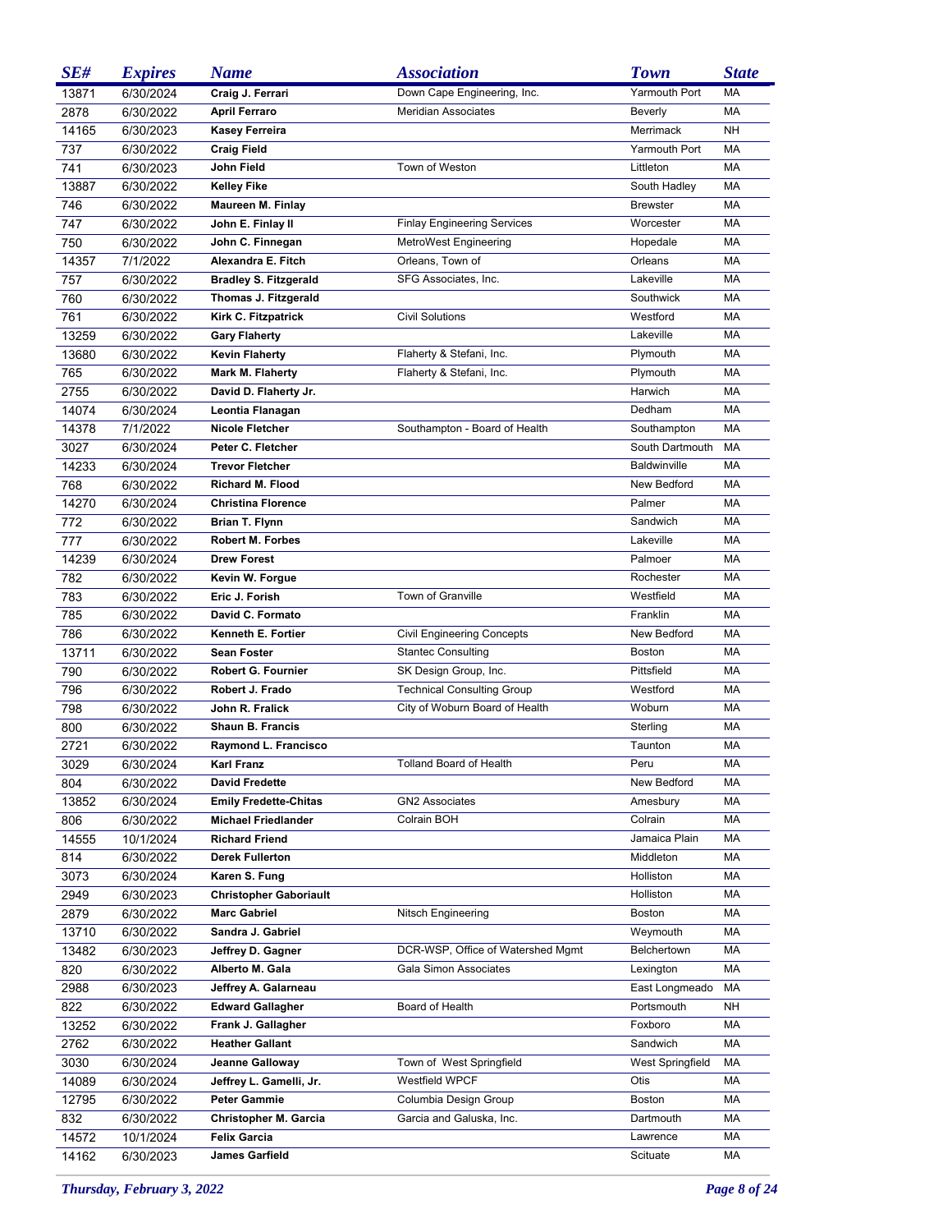| SE# | Expires | Name | Association | Town | State |
|---|---|---|---|---|---|
| 13871 | 6/30/2024 | **Craig J. Ferrari** | Down Cape Engineering, Inc. | Yarmouth Port | MA |
| 2878 | 6/30/2022 | **April Ferraro** | Meridian Associates | Beverly | MA |
| 14165 | 6/30/2023 | **Kasey Ferreira** | | Merrimack | NH |
| 737 | 6/30/2022 | **Craig Field** | | Yarmouth Port | MA |
| 741 | 6/30/2023 | **John Field** | Town of Weston | Littleton | MA |
| 13887 | 6/30/2022 | **Kelley Fike** | | South Hadley | MA |
| 746 | 6/30/2022 | **Maureen M. Finlay** | | Brewster | MA |
| 747 | 6/30/2022 | **John E. Finlay II** | Finlay Engineering Services | Worcester | MA |
| 750 | 6/30/2022 | **John C. Finnegan** | MetroWest Engineering | Hopedale | MA |
| 14357 | 7/1/2022 | **Alexandra E. Fitch** | Orleans, Town of | Orleans | MA |
| 757 | 6/30/2022 | **Bradley S. Fitzgerald** | SFG Associates, Inc. | Lakeville | MA |
| 760 | 6/30/2022 | **Thomas J. Fitzgerald** | | Southwick | MA |
| 761 | 6/30/2022 | **Kirk C. Fitzpatrick** | Civil Solutions | Westford | MA |
| 13259 | 6/30/2022 | **Gary Flaherty** | | Lakeville | MA |
| 13680 | 6/30/2022 | **Kevin Flaherty** | Flaherty & Stefani, Inc. | Plymouth | MA |
| 765 | 6/30/2022 | **Mark M. Flaherty** | Flaherty & Stefani, Inc. | Plymouth | MA |
| 2755 | 6/30/2022 | **David D. Flaherty Jr.** | | Harwich | MA |
| 14074 | 6/30/2024 | **Leontia Flanagan** | | Dedham | MA |
| 14378 | 7/1/2022 | **Nicole Fletcher** | Southampton - Board of Health | Southampton | MA |
| 3027 | 6/30/2024 | **Peter C. Fletcher** | | South Dartmouth | MA |
| 14233 | 6/30/2024 | **Trevor Fletcher** | | Baldwinville | MA |
| 768 | 6/30/2022 | **Richard M. Flood** | | New Bedford | MA |
| 14270 | 6/30/2024 | **Christina Florence** | | Palmer | MA |
| 772 | 6/30/2022 | **Brian T. Flynn** | | Sandwich | MA |
| 777 | 6/30/2022 | **Robert M. Forbes** | | Lakeville | MA |
| 14239 | 6/30/2024 | **Drew Forest** | | Palmoer | MA |
| 782 | 6/30/2022 | **Kevin W. Forgue** | | Rochester | MA |
| 783 | 6/30/2022 | **Eric J. Forish** | Town of Granville | Westfield | MA |
| 785 | 6/30/2022 | **David C. Formato** | | Franklin | MA |
| 786 | 6/30/2022 | **Kenneth E. Fortier** | Civil Engineering Concepts | New Bedford | MA |
| 13711 | 6/30/2022 | **Sean Foster** | Stantec Consulting | Boston | MA |
| 790 | 6/30/2022 | **Robert G. Fournier** | SK Design Group, Inc. | Pittsfield | MA |
| 796 | 6/30/2022 | **Robert J. Frado** | Technical Consulting Group | Westford | MA |
| 798 | 6/30/2022 | **John R. Fralick** | City of Woburn Board of Health | Woburn | MA |
| 800 | 6/30/2022 | **Shaun B. Francis** | | Sterling | MA |
| 2721 | 6/30/2022 | **Raymond L. Francisco** | | Taunton | MA |
| 3029 | 6/30/2024 | **Karl Franz** | Tolland Board of Health | Peru | MA |
| 804 | 6/30/2022 | **David Fredette** | | New Bedford | MA |
| 13852 | 6/30/2024 | **Emily Fredette-Chitas** | GN2 Associates | Amesbury | MA |
| 806 | 6/30/2022 | **Michael Friedlander** | Colrain BOH | Colrain | MA |
| 14555 | 10/1/2024 | **Richard Friend** | | Jamaica Plain | MA |
| 814 | 6/30/2022 | **Derek Fullerton** | | Middleton | MA |
| 3073 | 6/30/2024 | **Karen S. Fung** | | Holliston | MA |
| 2949 | 6/30/2023 | **Christopher Gaboriault** | | Holliston | MA |
| 2879 | 6/30/2022 | **Marc Gabriel** | Nitsch Engineering | Boston | MA |
| 13710 | 6/30/2022 | **Sandra J. Gabriel** | | Weymouth | MA |
| 13482 | 6/30/2023 | **Jeffrey D. Gagner** | DCR-WSP, Office of Watershed Mgmt | Belchertown | MA |
| 820 | 6/30/2022 | **Alberto M. Gala** | Gala Simon Associates | Lexington | MA |
| 2988 | 6/30/2023 | **Jeffrey A. Galarneau** | | East Longmeado | MA |
| 822 | 6/30/2022 | **Edward Gallagher** | Board of Health | Portsmouth | NH |
| 13252 | 6/30/2022 | **Frank J. Gallagher** | | Foxboro | MA |
| 2762 | 6/30/2022 | **Heather Gallant** | | Sandwich | MA |
| 3030 | 6/30/2024 | **Jeanne Galloway** | Town of West Springfield | West Springfield | MA |
| 14089 | 6/30/2024 | **Jeffrey L. Gamelli, Jr.** | Westfield WPCF | Otis | MA |
| 12795 | 6/30/2022 | **Peter Gammie** | Columbia Design Group | Boston | MA |
| 832 | 6/30/2022 | **Christopher M. Garcia** | Garcia and Galuska, Inc. | Dartmouth | MA |
| 14572 | 10/1/2024 | **Felix Garcia** | | Lawrence | MA |
| 14162 | 6/30/2023 | **James Garfield** | | Scituate | MA |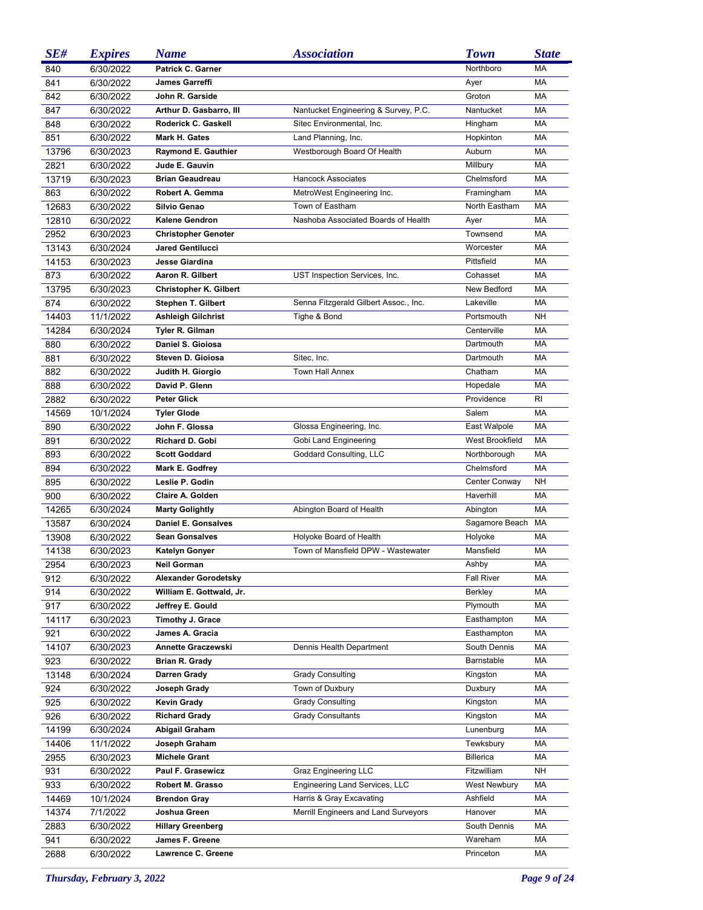| SE# | Expires | Name | Association | Town | State |
| --- | --- | --- | --- | --- | --- |
| 840 | 6/30/2022 | **Patrick C. Garner** | | Northboro | MA |
| 841 | 6/30/2022 | **James Garreffi** | | Ayer | MA |
| 842 | 6/30/2022 | **John R. Garside** | | Groton | MA |
| 847 | 6/30/2022 | **Arthur D. Gasbarro, III** | Nantucket Engineering & Survey, P.C. | Nantucket | MA |
| 848 | 6/30/2022 | **Roderick C. Gaskell** | Sitec Environmental, Inc. | Hingham | MA |
| 851 | 6/30/2022 | **Mark H. Gates** | Land Planning, Inc. | Hopkinton | MA |
| 13796 | 6/30/2023 | **Raymond E. Gauthier** | Westborough Board Of Health | Auburn | MA |
| 2821 | 6/30/2022 | **Jude E. Gauvin** | | Millbury | MA |
| 13719 | 6/30/2023 | **Brian Geaudreau** | Hancock Associates | Chelmsford | MA |
| 863 | 6/30/2022 | **Robert A. Gemma** | MetroWest Engineering Inc. | Framingham | MA |
| 12683 | 6/30/2022 | **Silvio Genao** | Town of Eastham | North Eastham | MA |
| 12810 | 6/30/2022 | **Kalene Gendron** | Nashoba Associated Boards of Health | Ayer | MA |
| 2952 | 6/30/2023 | **Christopher Genoter** | | Townsend | MA |
| 13143 | 6/30/2024 | **Jared Gentilucci** | | Worcester | MA |
| 14153 | 6/30/2023 | **Jesse Giardina** | | Pittsfield | MA |
| 873 | 6/30/2022 | **Aaron R. Gilbert** | UST Inspection Services, Inc. | Cohasset | MA |
| 13795 | 6/30/2023 | **Christopher K. Gilbert** | | New Bedford | MA |
| 874 | 6/30/2022 | **Stephen T. Gilbert** | Senna Fitzgerald Gilbert Assoc., Inc. | Lakeville | MA |
| 14403 | 11/1/2022 | **Ashleigh Gilchrist** | Tighe & Bond | Portsmouth | NH |
| 14284 | 6/30/2024 | **Tyler R. Gilman** | | Centerville | MA |
| 880 | 6/30/2022 | **Daniel S. Gioiosa** | | Dartmouth | MA |
| 881 | 6/30/2022 | **Steven D. Gioiosa** | Sitec, Inc. | Dartmouth | MA |
| 882 | 6/30/2022 | **Judith H. Giorgio** | Town Hall Annex | Chatham | MA |
| 888 | 6/30/2022 | **David P. Glenn** | | Hopedale | MA |
| 2882 | 6/30/2022 | **Peter Glick** | | Providence | RI |
| 14569 | 10/1/2024 | **Tyler Glode** | | Salem | MA |
| 890 | 6/30/2022 | **John F. Glossa** | Glossa Engineering, Inc. | East Walpole | MA |
| 891 | 6/30/2022 | **Richard D. Gobi** | Gobi Land Engineering | West Brookfield | MA |
| 893 | 6/30/2022 | **Scott Goddard** | Goddard Consulting, LLC | Northborough | MA |
| 894 | 6/30/2022 | **Mark E. Godfrey** | | Chelmsford | MA |
| 895 | 6/30/2022 | **Leslie P. Godin** | | Center Conway | NH |
| 900 | 6/30/2022 | **Claire A. Golden** | | Haverhill | MA |
| 14265 | 6/30/2024 | **Marty Golightly** | Abington Board of Health | Abington | MA |
| 13587 | 6/30/2024 | **Daniel E. Gonsalves** | | Sagamore Beach | MA |
| 13908 | 6/30/2022 | **Sean Gonsalves** | Holyoke Board of Health | Holyoke | MA |
| 14138 | 6/30/2023 | **Katelyn Gonyer** | Town of Mansfield DPW - Wastewater | Mansfield | MA |
| 2954 | 6/30/2023 | **Neil Gorman** | | Ashby | MA |
| 912 | 6/30/2022 | **Alexander Gorodetsky** | | Fall River | MA |
| 914 | 6/30/2022 | **William E. Gottwald, Jr.** | | Berkley | MA |
| 917 | 6/30/2022 | **Jeffrey E. Gould** | | Plymouth | MA |
| 14117 | 6/30/2023 | **Timothy J. Grace** | | Easthampton | MA |
| 921 | 6/30/2022 | **James A. Gracia** | | Easthampton | MA |
| 14107 | 6/30/2023 | **Annette Graczewski** | Dennis Health Department | South Dennis | MA |
| 923 | 6/30/2022 | **Brian R. Grady** | | Barnstable | MA |
| 13148 | 6/30/2024 | **Darren Grady** | Grady Consulting | Kingston | MA |
| 924 | 6/30/2022 | **Joseph Grady** | Town of Duxbury | Duxbury | MA |
| 925 | 6/30/2022 | **Kevin Grady** | Grady Consulting | Kingston | MA |
| 926 | 6/30/2022 | **Richard Grady** | Grady Consultants | Kingston | MA |
| 14199 | 6/30/2024 | **Abigail Graham** | | Lunenburg | MA |
| 14406 | 11/1/2022 | **Joseph Graham** | | Tewksbury | MA |
| 2955 | 6/30/2023 | **Michele Grant** | | Billerica | MA |
| 931 | 6/30/2022 | **Paul F. Grasewicz** | Graz Engineering LLC | Fitzwilliam | NH |
| 933 | 6/30/2022 | **Robert M. Grasso** | Engineering Land Services, LLC | West Newbury | MA |
| 14469 | 10/1/2024 | **Brendon Gray** | Harris & Gray Excavating | Ashfield | MA |
| 14374 | 7/1/2022 | **Joshua Green** | Merrill Engineers and Land Surveyors | Hanover | MA |
| 2883 | 6/30/2022 | **Hillary Greenberg** | | South Dennis | MA |
| 941 | 6/30/2022 | **James F. Greene** | | Wareham | MA |
| 2688 | 6/30/2022 | **Lawrence C. Greene** | | Princeton | MA |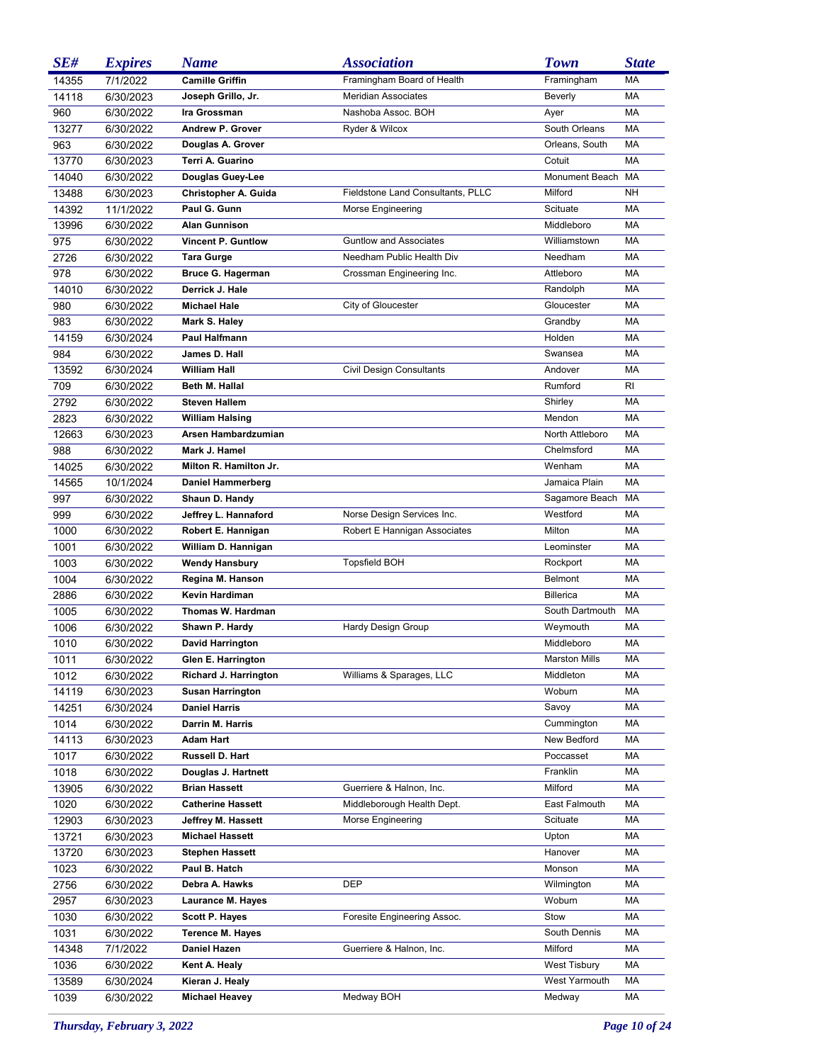| SE# | Expires | Name | Association | Town | State |
|---|---|---|---|---|---|
| 14355 | 7/1/2022 | **Camille Griffin** | Framingham Board of Health | Framingham | MA |
| 14118 | 6/30/2023 | **Joseph Grillo, Jr.** | Meridian Associates | Beverly | MA |
| 960 | 6/30/2022 | **Ira Grossman** | Nashoba Assoc. BOH | Ayer | MA |
| 13277 | 6/30/2022 | **Andrew P. Grover** | Ryder & Wilcox | South Orleans | MA |
| 963 | 6/30/2022 | **Douglas A. Grover** | | Orleans, South | MA |
| 13770 | 6/30/2023 | **Terri A. Guarino** | | Cotuit | MA |
| 14040 | 6/30/2022 | **Douglas Guey-Lee** | | Monument Beach | MA |
| 13488 | 6/30/2023 | **Christopher A. Guida** | Fieldstone Land Consultants, PLLC | Milford | NH |
| 14392 | 11/1/2022 | **Paul G. Gunn** | Morse Engineering | Scituate | MA |
| 13996 | 6/30/2022 | **Alan Gunnison** | | Middleboro | MA |
| 975 | 6/30/2022 | **Vincent P. Guntlow** | Guntlow and Associates | Williamstown | MA |
| 2726 | 6/30/2022 | **Tara Gurge** | Needham Public Health Div | Needham | MA |
| 978 | 6/30/2022 | **Bruce G. Hagerman** | Crossman Engineering Inc. | Attleboro | MA |
| 14010 | 6/30/2022 | **Derrick J. Hale** | | Randolph | MA |
| 980 | 6/30/2022 | **Michael Hale** | City of Gloucester | Gloucester | MA |
| 983 | 6/30/2022 | **Mark S. Haley** | | Grandby | MA |
| 14159 | 6/30/2024 | **Paul Halfmann** | | Holden | MA |
| 984 | 6/30/2022 | **James D. Hall** | | Swansea | MA |
| 13592 | 6/30/2024 | **William Hall** | Civil Design Consultants | Andover | MA |
| 709 | 6/30/2022 | **Beth M. Hallal** | | Rumford | RI |
| 2792 | 6/30/2022 | **Steven Hallem** | | Shirley | MA |
| 2823 | 6/30/2022 | **William Halsing** | | Mendon | MA |
| 12663 | 6/30/2023 | **Arsen Hambardzumian** | | North Attleboro | MA |
| 988 | 6/30/2022 | **Mark J. Hamel** | | Chelmsford | MA |
| 14025 | 6/30/2022 | **Milton R. Hamilton Jr.** | | Wenham | MA |
| 14565 | 10/1/2024 | **Daniel Hammerberg** | | Jamaica Plain | MA |
| 997 | 6/30/2022 | **Shaun D. Handy** | | Sagamore Beach | MA |
| 999 | 6/30/2022 | **Jeffrey L. Hannaford** | Norse Design Services Inc. | Westford | MA |
| 1000 | 6/30/2022 | **Robert E. Hannigan** | Robert E Hannigan Associates | Milton | MA |
| 1001 | 6/30/2022 | **William D. Hannigan** | | Leominster | MA |
| 1003 | 6/30/2022 | **Wendy Hansbury** | Topsfield BOH | Rockport | MA |
| 1004 | 6/30/2022 | **Regina M. Hanson** | | Belmont | MA |
| 2886 | 6/30/2022 | **Kevin Hardiman** | | Billerica | MA |
| 1005 | 6/30/2022 | **Thomas W. Hardman** | | South Dartmouth | MA |
| 1006 | 6/30/2022 | **Shawn P. Hardy** | Hardy Design Group | Weymouth | MA |
| 1010 | 6/30/2022 | **David Harrington** | | Middleboro | MA |
| 1011 | 6/30/2022 | **Glen E. Harrington** | | Marston Mills | MA |
| 1012 | 6/30/2022 | **Richard J. Harrington** | Williams & Sparages, LLC | Middleton | MA |
| 14119 | 6/30/2023 | **Susan Harrington** | | Woburn | MA |
| 14251 | 6/30/2024 | **Daniel Harris** | | Savoy | MA |
| 1014 | 6/30/2022 | **Darrin M. Harris** | | Cummington | MA |
| 14113 | 6/30/2023 | **Adam Hart** | | New Bedford | MA |
| 1017 | 6/30/2022 | **Russell D. Hart** | | Poccasset | MA |
| 1018 | 6/30/2022 | **Douglas J. Hartnett** | | Franklin | MA |
| 13905 | 6/30/2022 | **Brian Hassett** | Guerriere & Halnon, Inc. | Milford | MA |
| 1020 | 6/30/2022 | **Catherine Hassett** | Middleborough Health Dept. | East Falmouth | MA |
| 12903 | 6/30/2023 | **Jeffrey M. Hassett** | Morse Engineering | Scituate | MA |
| 13721 | 6/30/2023 | **Michael Hassett** | | Upton | MA |
| 13720 | 6/30/2023 | **Stephen Hassett** | | Hanover | MA |
| 1023 | 6/30/2022 | **Paul B. Hatch** | | Monson | MA |
| 2756 | 6/30/2022 | **Debra A. Hawks** | DEP | Wilmington | MA |
| 2957 | 6/30/2023 | **Laurance M. Hayes** | | Woburn | MA |
| 1030 | 6/30/2022 | **Scott P. Hayes** | Foresite Engineering Assoc. | Stow | MA |
| 1031 | 6/30/2022 | **Terence M. Hayes** | | South Dennis | MA |
| 14348 | 7/1/2022 | **Daniel Hazen** | Guerriere & Halnon, Inc. | Milford | MA |
| 1036 | 6/30/2022 | **Kent A. Healy** | | West Tisbury | MA |
| 13589 | 6/30/2024 | **Kieran J. Healy** | | West Yarmouth | MA |
| 1039 | 6/30/2022 | **Michael Heavey** | Medway BOH | Medway | MA |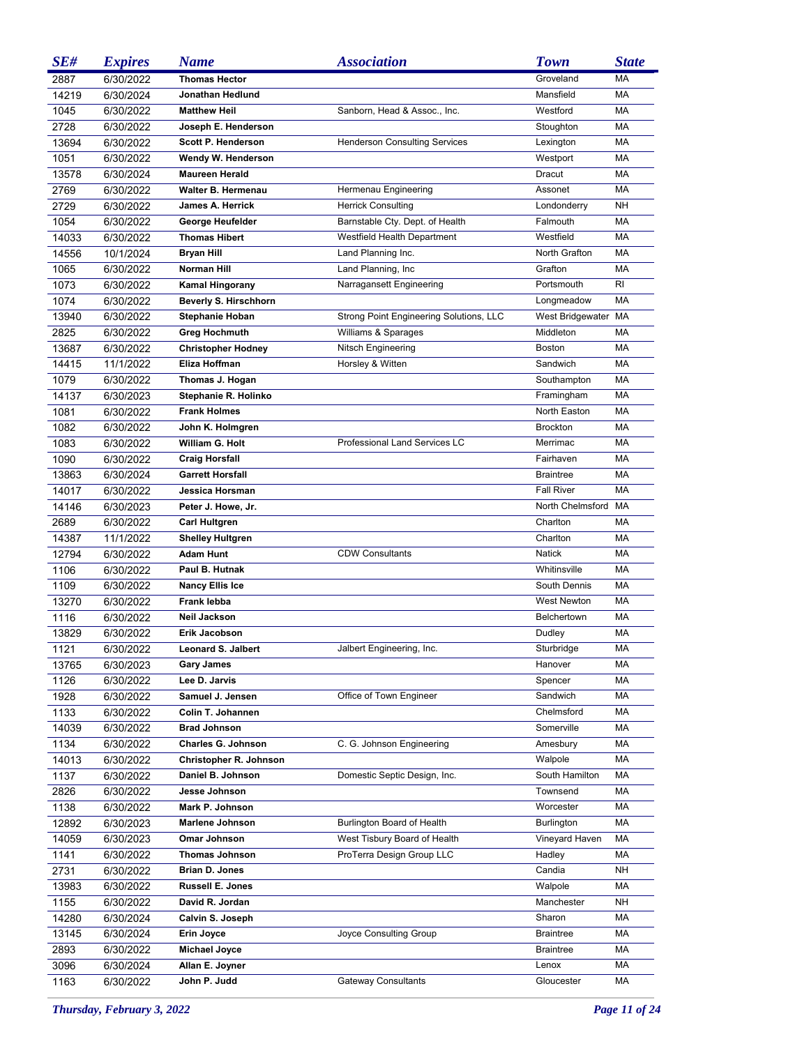| SE# | Expires | Name | Association | Town | State |
|---|---|---|---|---|---|
| 2887 | 6/30/2022 | **Thomas Hector** | | Groveland | MA |
| 14219 | 6/30/2024 | **Jonathan Hedlund** | | Mansfield | MA |
| 1045 | 6/30/2022 | **Matthew Heil** | Sanborn, Head & Assoc., Inc. | Westford | MA |
| 2728 | 6/30/2022 | **Joseph E. Henderson** | | Stoughton | MA |
| 13694 | 6/30/2022 | **Scott P. Henderson** | Henderson Consulting Services | Lexington | MA |
| 1051 | 6/30/2022 | **Wendy W. Henderson** | | Westport | MA |
| 13578 | 6/30/2024 | **Maureen Herald** | | Dracut | MA |
| 2769 | 6/30/2022 | **Walter B. Hermenau** | Hermenau Engineering | Assonet | MA |
| 2729 | 6/30/2022 | **James A. Herrick** | Herrick Consulting | Londonderry | NH |
| 1054 | 6/30/2022 | **George Heufelder** | Barnstable Cty. Dept. of Health | Falmouth | MA |
| 14033 | 6/30/2022 | **Thomas Hibert** | Westfield Health Department | Westfield | MA |
| 14556 | 10/1/2024 | **Bryan Hill** | Land Planning Inc. | North Grafton | MA |
| 1065 | 6/30/2022 | **Norman Hill** | Land Planning, Inc | Grafton | MA |
| 1073 | 6/30/2022 | **Kamal Hingorany** | Narragansett Engineering | Portsmouth | RI |
| 1074 | 6/30/2022 | **Beverly S. Hirschhorn** | | Longmeadow | MA |
| 13940 | 6/30/2022 | **Stephanie Hoban** | Strong Point Engineering Solutions, LLC | West Bridgewater | MA |
| 2825 | 6/30/2022 | **Greg Hochmuth** | Williams & Sparages | Middleton | MA |
| 13687 | 6/30/2022 | **Christopher Hodney** | Nitsch Engineering | Boston | MA |
| 14415 | 11/1/2022 | **Eliza Hoffman** | Horsley & Witten | Sandwich | MA |
| 1079 | 6/30/2022 | **Thomas J. Hogan** | | Southampton | MA |
| 14137 | 6/30/2023 | **Stephanie R. Holinko** | | Framingham | MA |
| 1081 | 6/30/2022 | **Frank Holmes** | | North Easton | MA |
| 1082 | 6/30/2022 | **John K. Holmgren** | | Brockton | MA |
| 1083 | 6/30/2022 | **William G. Holt** | Professional Land Services LC | Merrimac | MA |
| 1090 | 6/30/2022 | **Craig Horsfall** | | Fairhaven | MA |
| 13863 | 6/30/2024 | **Garrett Horsfall** | | Braintree | MA |
| 14017 | 6/30/2022 | **Jessica Horsman** | | Fall River | MA |
| 14146 | 6/30/2023 | **Peter J. Howe, Jr.** | | North Chelmsford | MA |
| 2689 | 6/30/2022 | **Carl Hultgren** | | Charlton | MA |
| 14387 | 11/1/2022 | **Shelley Hultgren** | | Charlton | MA |
| 12794 | 6/30/2022 | **Adam Hunt** | CDW Consultants | Natick | MA |
| 1106 | 6/30/2022 | **Paul B. Hutnak** | | Whitinsville | MA |
| 1109 | 6/30/2022 | **Nancy Ellis Ice** | | South Dennis | MA |
| 13270 | 6/30/2022 | **Frank Iebba** | | West Newton | MA |
| 1116 | 6/30/2022 | **Neil Jackson** | | Belchertown | MA |
| 13829 | 6/30/2022 | **Erik Jacobson** | | Dudley | MA |
| 1121 | 6/30/2022 | **Leonard S. Jalbert** | Jalbert Engineering, Inc. | Sturbridge | MA |
| 13765 | 6/30/2023 | **Gary James** | | Hanover | MA |
| 1126 | 6/30/2022 | **Lee D. Jarvis** | | Spencer | MA |
| 1928 | 6/30/2022 | **Samuel J. Jensen** | Office of Town Engineer | Sandwich | MA |
| 1133 | 6/30/2022 | **Colin T. Johannen** | | Chelmsford | MA |
| 14039 | 6/30/2022 | **Brad Johnson** | | Somerville | MA |
| 1134 | 6/30/2022 | **Charles G. Johnson** | C. G. Johnson Engineering | Amesbury | MA |
| 14013 | 6/30/2022 | **Christopher R. Johnson** | | Walpole | MA |
| 1137 | 6/30/2022 | **Daniel B. Johnson** | Domestic Septic Design, Inc. | South Hamilton | MA |
| 2826 | 6/30/2022 | **Jesse Johnson** | | Townsend | MA |
| 1138 | 6/30/2022 | **Mark P. Johnson** | | Worcester | MA |
| 12892 | 6/30/2023 | **Marlene Johnson** | Burlington Board of Health | Burlington | MA |
| 14059 | 6/30/2023 | **Omar Johnson** | West Tisbury Board of Health | Vineyard Haven | MA |
| 1141 | 6/30/2022 | **Thomas Johnson** | ProTerra Design Group LLC | Hadley | MA |
| 2731 | 6/30/2022 | **Brian D. Jones** | | Candia | NH |
| 13983 | 6/30/2022 | **Russell E. Jones** | | Walpole | MA |
| 1155 | 6/30/2022 | **David R. Jordan** | | Manchester | NH |
| 14280 | 6/30/2024 | **Calvin S. Joseph** | | Sharon | MA |
| 13145 | 6/30/2024 | **Erin Joyce** | Joyce Consulting Group | Braintree | MA |
| 2893 | 6/30/2022 | **Michael Joyce** | | Braintree | MA |
| 3096 | 6/30/2024 | **Allan E. Joyner** | | Lenox | MA |
| 1163 | 6/30/2022 | **John P. Judd** | Gateway Consultants | Gloucester | MA |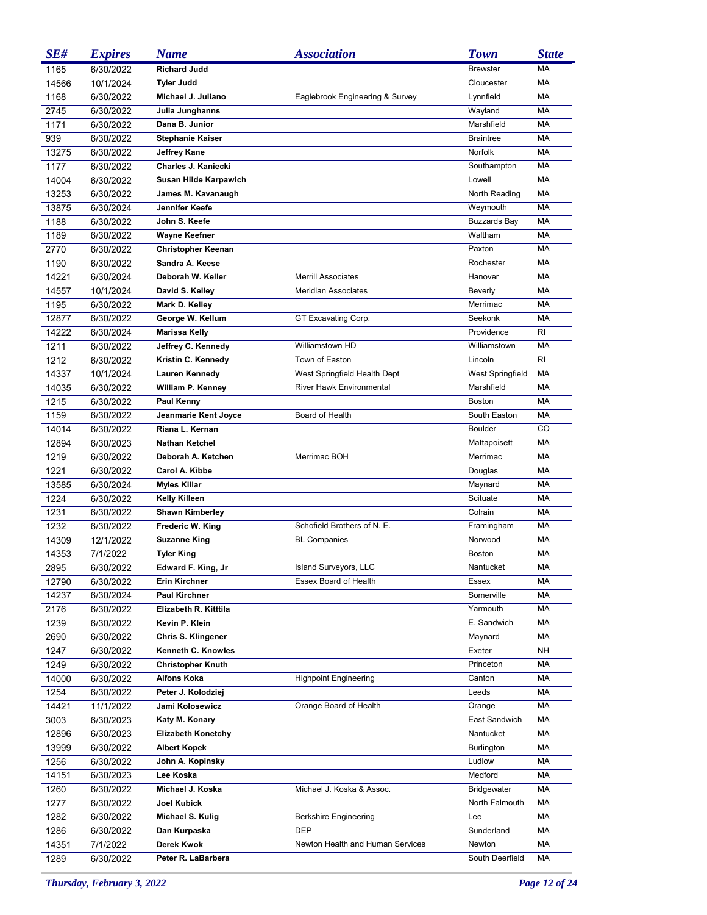| SE# | Expires | Name | Association | Town | State |
|---|---|---|---|---|---|
| 1165 | 6/30/2022 | **Richard Judd** | | Brewster | MA |
| 14566 | 10/1/2024 | **Tyler Judd** | | Cloucester | MA |
| 1168 | 6/30/2022 | **Michael J. Juliano** | Eaglebrook Engineering & Survey | Lynnfield | MA |
| 2745 | 6/30/2022 | **Julia Junghanns** | | Wayland | MA |
| 1171 | 6/30/2022 | **Dana B. Junior** | | Marshfield | MA |
| 939 | 6/30/2022 | **Stephanie Kaiser** | | Braintree | MA |
| 13275 | 6/30/2022 | **Jeffrey Kane** | | Norfolk | MA |
| 1177 | 6/30/2022 | **Charles J. Kaniecki** | | Southampton | MA |
| 14004 | 6/30/2022 | **Susan Hilde Karpawich** | | Lowell | MA |
| 13253 | 6/30/2022 | **James M. Kavanaugh** | | North Reading | MA |
| 13875 | 6/30/2024 | **Jennifer Keefe** | | Weymouth | MA |
| 1188 | 6/30/2022 | **John S. Keefe** | | Buzzards Bay | MA |
| 1189 | 6/30/2022 | **Wayne Keefner** | | Waltham | MA |
| 2770 | 6/30/2022 | **Christopher Keenan** | | Paxton | MA |
| 1190 | 6/30/2022 | **Sandra A. Keese** | | Rochester | MA |
| 14221 | 6/30/2024 | **Deborah W. Keller** | Merrill Associates | Hanover | MA |
| 14557 | 10/1/2024 | **David S. Kelley** | Meridian Associates | Beverly | MA |
| 1195 | 6/30/2022 | **Mark D. Kelley** | | Merrimac | MA |
| 12877 | 6/30/2022 | **George W. Kellum** | GT Excavating Corp. | Seekonk | MA |
| 14222 | 6/30/2024 | **Marissa Kelly** | | Providence | RI |
| 1211 | 6/30/2022 | **Jeffrey C. Kennedy** | Williamstown HD | Williamstown | MA |
| 1212 | 6/30/2022 | **Kristin C. Kennedy** | Town of Easton | Lincoln | RI |
| 14337 | 10/1/2024 | **Lauren Kennedy** | West Springfield Health Dept | West Springfield | MA |
| 14035 | 6/30/2022 | **William P. Kenney** | River Hawk Environmental | Marshfield | MA |
| 1215 | 6/30/2022 | **Paul Kenny** | | Boston | MA |
| 1159 | 6/30/2022 | **Jeanmarie Kent Joyce** | Board of Health | South Easton | MA |
| 14014 | 6/30/2022 | **Riana L. Kernan** | | Boulder | CO |
| 12894 | 6/30/2023 | **Nathan Ketchel** | | Mattapoisett | MA |
| 1219 | 6/30/2022 | **Deborah A. Ketchen** | Merrimac BOH | Merrimac | MA |
| 1221 | 6/30/2022 | **Carol A. Kibbe** | | Douglas | MA |
| 13585 | 6/30/2024 | **Myles Killar** | | Maynard | MA |
| 1224 | 6/30/2022 | **Kelly Killeen** | | Scituate | MA |
| 1231 | 6/30/2022 | **Shawn Kimberley** | | Colrain | MA |
| 1232 | 6/30/2022 | **Frederic W. King** | Schofield Brothers of N. E. | Framingham | MA |
| 14309 | 12/1/2022 | **Suzanne King** | BL Companies | Norwood | MA |
| 14353 | 7/1/2022 | **Tyler King** | | Boston | MA |
| 2895 | 6/30/2022 | **Edward F. King, Jr** | Island Surveyors, LLC | Nantucket | MA |
| 12790 | 6/30/2022 | **Erin Kirchner** | Essex Board of Health | Essex | MA |
| 14237 | 6/30/2024 | **Paul Kirchner** | | Somerville | MA |
| 2176 | 6/30/2022 | **Elizabeth R. Kitttila** | | Yarmouth | MA |
| 1239 | 6/30/2022 | **Kevin P. Klein** | | E. Sandwich | MA |
| 2690 | 6/30/2022 | **Chris S. Klingener** | | Maynard | MA |
| 1247 | 6/30/2022 | **Kenneth C. Knowles** | | Exeter | NH |
| 1249 | 6/30/2022 | **Christopher Knuth** | | Princeton | MA |
| 14000 | 6/30/2022 | **Alfons Koka** | Highpoint Engineering | Canton | MA |
| 1254 | 6/30/2022 | **Peter J. Kolodziej** | | Leeds | MA |
| 14421 | 11/1/2022 | **Jami Kolosewicz** | Orange Board of Health | Orange | MA |
| 3003 | 6/30/2023 | **Katy M. Konary** | | East Sandwich | MA |
| 12896 | 6/30/2023 | **Elizabeth Konetchy** | | Nantucket | MA |
| 13999 | 6/30/2022 | **Albert Kopek** | | Burlington | MA |
| 1256 | 6/30/2022 | **John A. Kopinsky** | | Ludlow | MA |
| 14151 | 6/30/2023 | **Lee Koska** | | Medford | MA |
| 1260 | 6/30/2022 | **Michael J. Koska** | Michael J. Koska & Assoc. | Bridgewater | MA |
| 1277 | 6/30/2022 | **Joel Kubick** | | North Falmouth | MA |
| 1282 | 6/30/2022 | **Michael S. Kulig** | Berkshire Engineering | Lee | MA |
| 1286 | 6/30/2022 | **Dan Kurpaska** | DEP | Sunderland | MA |
| 14351 | 7/1/2022 | **Derek Kwok** | Newton Health and Human Services | Newton | MA |
| 1289 | 6/30/2022 | **Peter R. LaBarbera** | | South Deerfield | MA |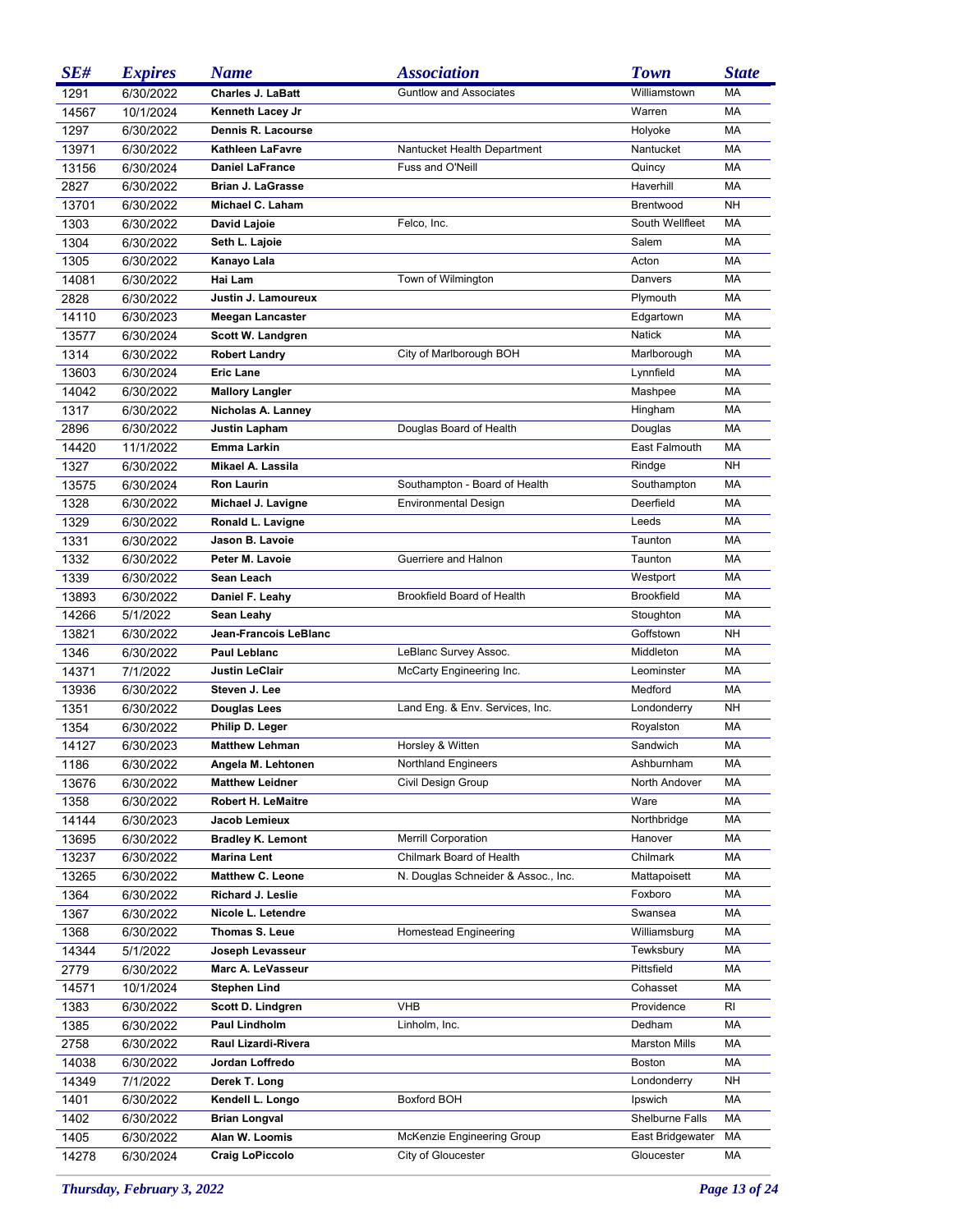| SE# | Expires | Name | Association | Town | State |
| --- | --- | --- | --- | --- | --- |
| 1291 | 6/30/2022 | **Charles J. LaBatt** | Guntlow and Associates | Williamstown | MA |
| 14567 | 10/1/2024 | **Kenneth Lacey Jr** | | Warren | MA |
| 1297 | 6/30/2022 | **Dennis R. Lacourse** | | Holyoke | MA |
| 13971 | 6/30/2022 | **Kathleen LaFavre** | Nantucket Health Department | Nantucket | MA |
| 13156 | 6/30/2024 | **Daniel LaFrance** | Fuss and O'Neill | Quincy | MA |
| 2827 | 6/30/2022 | **Brian J. LaGrasse** | | Haverhill | MA |
| 13701 | 6/30/2022 | **Michael C. Laham** | | Brentwood | NH |
| 1303 | 6/30/2022 | **David Lajoie** | Felco, Inc. | South Wellfleet | MA |
| 1304 | 6/30/2022 | **Seth L. Lajoie** | | Salem | MA |
| 1305 | 6/30/2022 | **Kanayo Lala** | | Acton | MA |
| 14081 | 6/30/2022 | **Hai Lam** | Town of Wilmington | Danvers | MA |
| 2828 | 6/30/2022 | **Justin J. Lamoureux** | | Plymouth | MA |
| 14110 | 6/30/2023 | **Meegan Lancaster** | | Edgartown | MA |
| 13577 | 6/30/2024 | **Scott W. Landgren** | | Natick | MA |
| 1314 | 6/30/2022 | **Robert Landry** | City of Marlborough BOH | Marlborough | MA |
| 13603 | 6/30/2024 | **Eric Lane** | | Lynnfield | MA |
| 14042 | 6/30/2022 | **Mallory Langler** | | Mashpee | MA |
| 1317 | 6/30/2022 | **Nicholas A. Lanney** | | Hingham | MA |
| 2896 | 6/30/2022 | **Justin Lapham** | Douglas Board of Health | Douglas | MA |
| 14420 | 11/1/2022 | **Emma Larkin** | | East Falmouth | MA |
| 1327 | 6/30/2022 | **Mikael A. Lassila** | | Rindge | NH |
| 13575 | 6/30/2024 | **Ron Laurin** | Southampton - Board of Health | Southampton | MA |
| 1328 | 6/30/2022 | **Michael J. Lavigne** | Environmental Design | Deerfield | MA |
| 1329 | 6/30/2022 | **Ronald L. Lavigne** | | Leeds | MA |
| 1331 | 6/30/2022 | **Jason B. Lavoie** | | Taunton | MA |
| 1332 | 6/30/2022 | **Peter M. Lavoie** | Guerriere and Halnon | Taunton | MA |
| 1339 | 6/30/2022 | **Sean Leach** | | Westport | MA |
| 13893 | 6/30/2022 | **Daniel F. Leahy** | Brookfield Board of Health | Brookfield | MA |
| 14266 | 5/1/2022 | **Sean Leahy** | | Stoughton | MA |
| 13821 | 6/30/2022 | **Jean-Francois LeBlanc** | | Goffstown | NH |
| 1346 | 6/30/2022 | **Paul Leblanc** | LeBlanc Survey Assoc. | Middleton | MA |
| 14371 | 7/1/2022 | **Justin LeClair** | McCarty Engineering Inc. | Leominster | MA |
| 13936 | 6/30/2022 | **Steven J. Lee** | | Medford | MA |
| 1351 | 6/30/2022 | **Douglas Lees** | Land Eng. & Env. Services, Inc. | Londonderry | NH |
| 1354 | 6/30/2022 | **Philip D. Leger** | | Royalston | MA |
| 14127 | 6/30/2023 | **Matthew Lehman** | Horsley & Witten | Sandwich | MA |
| 1186 | 6/30/2022 | **Angela M. Lehtonen** | Northland Engineers | Ashburnham | MA |
| 13676 | 6/30/2022 | **Matthew Leidner** | Civil Design Group | North Andover | MA |
| 1358 | 6/30/2022 | **Robert H. LeMaitre** | | Ware | MA |
| 14144 | 6/30/2023 | **Jacob Lemieux** | | Northbridge | MA |
| 13695 | 6/30/2022 | **Bradley K. Lemont** | Merrill Corporation | Hanover | MA |
| 13237 | 6/30/2022 | **Marina Lent** | Chilmark Board of Health | Chilmark | MA |
| 13265 | 6/30/2022 | **Matthew C. Leone** | N. Douglas Schneider & Assoc., Inc. | Mattapoisett | MA |
| 1364 | 6/30/2022 | **Richard J. Leslie** | | Foxboro | MA |
| 1367 | 6/30/2022 | **Nicole L. Letendre** | | Swansea | MA |
| 1368 | 6/30/2022 | **Thomas S. Leue** | Homestead Engineering | Williamsburg | MA |
| 14344 | 5/1/2022 | **Joseph Levasseur** | | Tewksbury | MA |
| 2779 | 6/30/2022 | **Marc A. LeVasseur** | | Pittsfield | MA |
| 14571 | 10/1/2024 | **Stephen Lind** | | Cohasset | MA |
| 1383 | 6/30/2022 | **Scott D. Lindgren** | VHB | Providence | RI |
| 1385 | 6/30/2022 | **Paul Lindholm** | Linholm, Inc. | Dedham | MA |
| 2758 | 6/30/2022 | **Raul Lizardi-Rivera** | | Marston Mills | MA |
| 14038 | 6/30/2022 | **Jordan Loffredo** | | Boston | MA |
| 14349 | 7/1/2022 | **Derek T. Long** | | Londonderry | NH |
| 1401 | 6/30/2022 | **Kendell L. Longo** | Boxford BOH | Ipswich | MA |
| 1402 | 6/30/2022 | **Brian Longval** | | Shelburne Falls | MA |
| 1405 | 6/30/2022 | **Alan W. Loomis** | McKenzie Engineering Group | East Bridgewater | MA |
| 14278 | 6/30/2024 | **Craig LoPiccolo** | City of Gloucester | Gloucester | MA |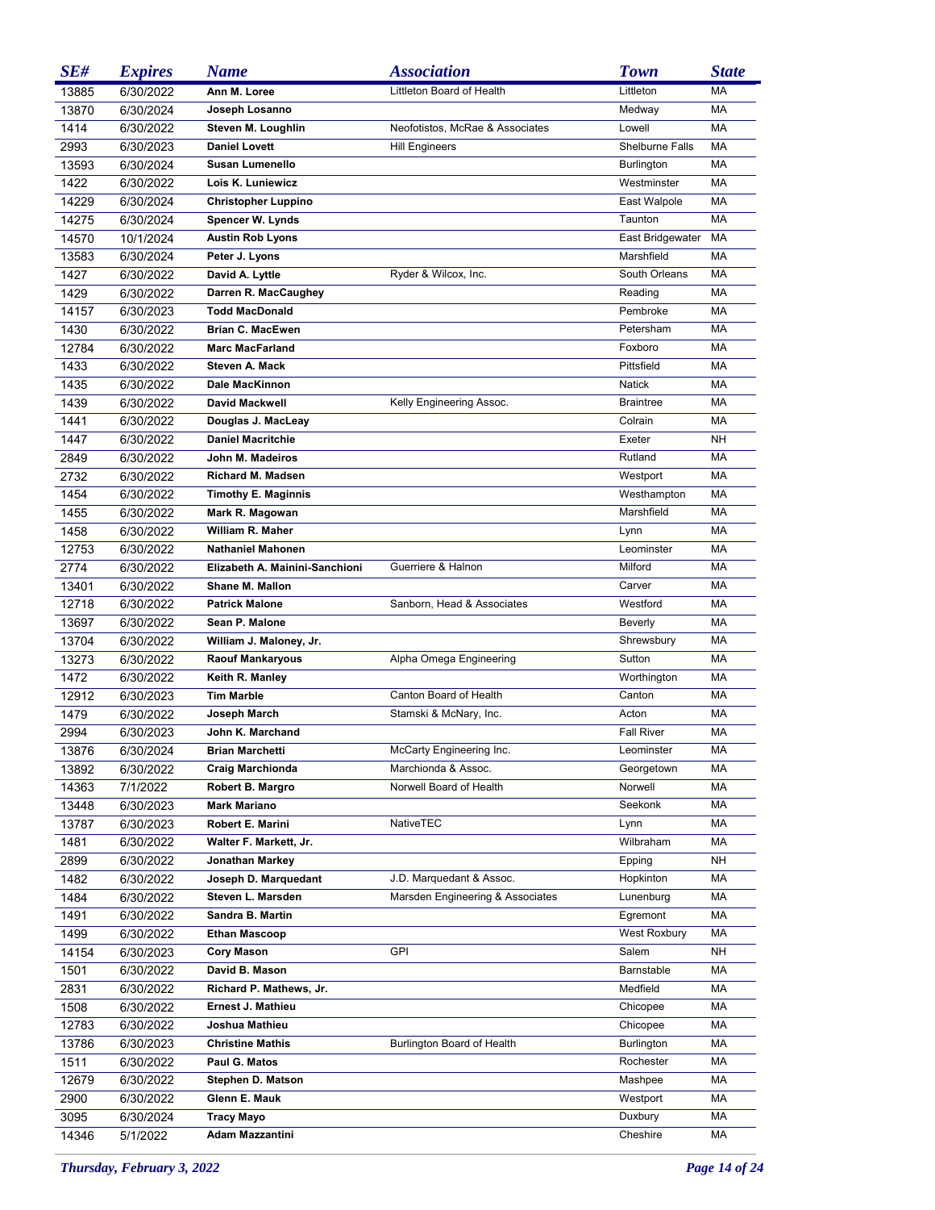| SE# | Expires | Name | Association | Town | State |
|---|---|---|---|---|---|
| 13885 | 6/30/2022 | **Ann M. Loree** | Littleton Board of Health | Littleton | MA |
| 13870 | 6/30/2024 | **Joseph Losanno** | | Medway | MA |
| 1414 | 6/30/2022 | **Steven M. Loughlin** | Neofotistos, McRae & Associates | Lowell | MA |
| 2993 | 6/30/2023 | **Daniel Lovett** | Hill Engineers | Shelburne Falls | MA |
| 13593 | 6/30/2024 | **Susan Lumenello** | | Burlington | MA |
| 1422 | 6/30/2022 | **Lois K. Luniewicz** | | Westminster | MA |
| 14229 | 6/30/2024 | **Christopher Luppino** | | East Walpole | MA |
| 14275 | 6/30/2024 | **Spencer W. Lynds** | | Taunton | MA |
| 14570 | 10/1/2024 | **Austin Rob Lyons** | | East Bridgewater | MA |
| 13583 | 6/30/2024 | **Peter J. Lyons** | | Marshfield | MA |
| 1427 | 6/30/2022 | **David A. Lyttle** | Ryder & Wilcox, Inc. | South Orleans | MA |
| 1429 | 6/30/2022 | **Darren R. MacCaughey** | | Reading | MA |
| 14157 | 6/30/2023 | **Todd MacDonald** | | Pembroke | MA |
| 1430 | 6/30/2022 | **Brian C. MacEwen** | | Petersham | MA |
| 12784 | 6/30/2022 | **Marc MacFarland** | | Foxboro | MA |
| 1433 | 6/30/2022 | **Steven A. Mack** | | Pittsfield | MA |
| 1435 | 6/30/2022 | **Dale MacKinnon** | | Natick | MA |
| 1439 | 6/30/2022 | **David Mackwell** | Kelly Engineering Assoc. | Braintree | MA |
| 1441 | 6/30/2022 | **Douglas J. MacLeay** | | Colrain | MA |
| 1447 | 6/30/2022 | **Daniel Macritchie** | | Exeter | NH |
| 2849 | 6/30/2022 | **John M. Madeiros** | | Rutland | MA |
| 2732 | 6/30/2022 | **Richard M. Madsen** | | Westport | MA |
| 1454 | 6/30/2022 | **Timothy E. Maginnis** | | Westhampton | MA |
| 1455 | 6/30/2022 | **Mark R. Magowan** | | Marshfield | MA |
| 1458 | 6/30/2022 | **William R. Maher** | | Lynn | MA |
| 12753 | 6/30/2022 | **Nathaniel Mahonen** | | Leominster | MA |
| 2774 | 6/30/2022 | **Elizabeth A. Mainini-Sanchioni** | Guerriere & Halnon | Milford | MA |
| 13401 | 6/30/2022 | **Shane M. Mallon** | | Carver | MA |
| 12718 | 6/30/2022 | **Patrick Malone** | Sanborn, Head & Associates | Westford | MA |
| 13697 | 6/30/2022 | **Sean P. Malone** | | Beverly | MA |
| 13704 | 6/30/2022 | **William J. Maloney, Jr.** | | Shrewsbury | MA |
| 13273 | 6/30/2022 | **Raouf Mankaryous** | Alpha Omega Engineering | Sutton | MA |
| 1472 | 6/30/2022 | **Keith R. Manley** | | Worthington | MA |
| 12912 | 6/30/2023 | **Tim Marble** | Canton Board of Health | Canton | MA |
| 1479 | 6/30/2022 | **Joseph March** | Stamski & McNary, Inc. | Acton | MA |
| 2994 | 6/30/2023 | **John K. Marchand** | | Fall River | MA |
| 13876 | 6/30/2024 | **Brian Marchetti** | McCarty Engineering Inc. | Leominster | MA |
| 13892 | 6/30/2022 | **Craig Marchionda** | Marchionda & Assoc. | Georgetown | MA |
| 14363 | 7/1/2022 | **Robert B. Margro** | Norwell Board of Health | Norwell | MA |
| 13448 | 6/30/2023 | **Mark Mariano** | | Seekonk | MA |
| 13787 | 6/30/2023 | **Robert E. Marini** | NativeTEC | Lynn | MA |
| 1481 | 6/30/2022 | **Walter F. Markett, Jr.** | | Wilbraham | MA |
| 2899 | 6/30/2022 | **Jonathan Markey** | | Epping | NH |
| 1482 | 6/30/2022 | **Joseph D. Marquedant** | J.D. Marquedant & Assoc. | Hopkinton | MA |
| 1484 | 6/30/2022 | **Steven L. Marsden** | Marsden Engineering & Associates | Lunenburg | MA |
| 1491 | 6/30/2022 | **Sandra B. Martin** | | Egremont | MA |
| 1499 | 6/30/2022 | **Ethan Mascoop** | | West Roxbury | MA |
| 14154 | 6/30/2023 | **Cory Mason** | GPI | Salem | NH |
| 1501 | 6/30/2022 | **David B. Mason** | | Barnstable | MA |
| 2831 | 6/30/2022 | **Richard P. Mathews, Jr.** | | Medfield | MA |
| 1508 | 6/30/2022 | **Ernest J. Mathieu** | | Chicopee | MA |
| 12783 | 6/30/2022 | **Joshua Mathieu** | | Chicopee | MA |
| 13786 | 6/30/2023 | **Christine Mathis** | Burlington Board of Health | Burlington | MA |
| 1511 | 6/30/2022 | **Paul G. Matos** | | Rochester | MA |
| 12679 | 6/30/2022 | **Stephen D. Matson** | | Mashpee | MA |
| 2900 | 6/30/2022 | **Glenn E. Mauk** | | Westport | MA |
| 3095 | 6/30/2024 | **Tracy Mayo** | | Duxbury | MA |
| 14346 | 5/1/2022 | **Adam Mazzantini** | | Cheshire | MA |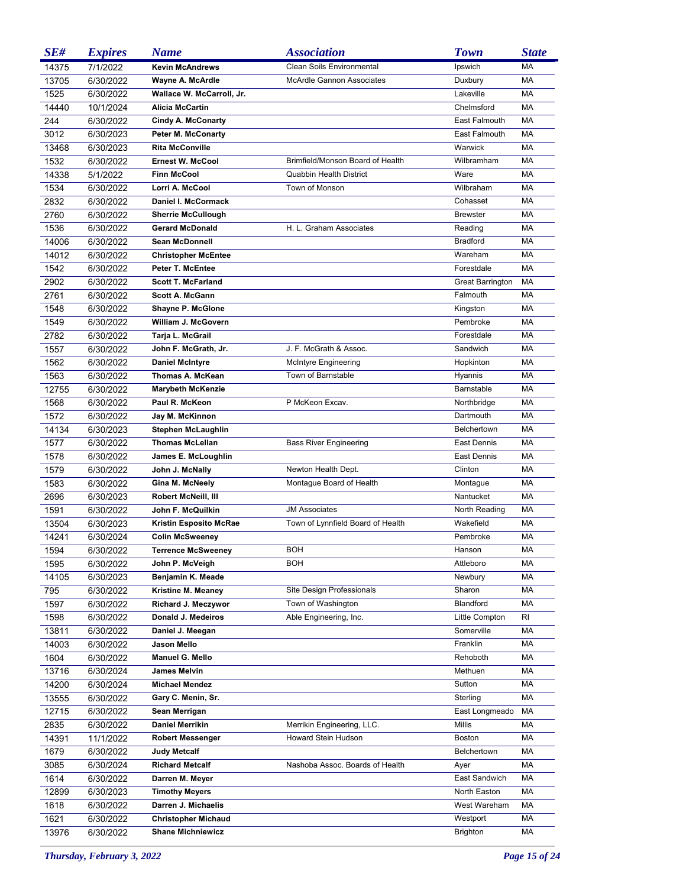| SE# | Expires | Name | Association | Town | State |
|---|---|---|---|---|---|
| 14375 | 7/1/2022 | **Kevin McAndrews** | Clean Soils Environmental | Ipswich | MA |
| 13705 | 6/30/2022 | **Wayne A. McArdle** | McArdle Gannon Associates | Duxbury | MA |
| 1525 | 6/30/2022 | **Wallace W. McCarroll, Jr.** | | Lakeville | MA |
| 14440 | 10/1/2024 | **Alicia McCartin** | | Chelmsford | MA |
| 244 | 6/30/2022 | **Cindy A. McConarty** | | East Falmouth | MA |
| 3012 | 6/30/2023 | **Peter M. McConarty** | | East Falmouth | MA |
| 13468 | 6/30/2023 | **Rita McConville** | | Warwick | MA |
| 1532 | 6/30/2022 | **Ernest W. McCool** | Brimfield/Monson Board of Health | Wilbramham | MA |
| 14338 | 5/1/2022 | **Finn McCool** | Quabbin Health District | Ware | MA |
| 1534 | 6/30/2022 | **Lorri A. McCool** | Town of Monson | Wilbraham | MA |
| 2832 | 6/30/2022 | **Daniel I. McCormack** | | Cohasset | MA |
| 2760 | 6/30/2022 | **Sherrie McCullough** | | Brewster | MA |
| 1536 | 6/30/2022 | **Gerard McDonald** | H. L. Graham Associates | Reading | MA |
| 14006 | 6/30/2022 | **Sean McDonnell** | | Bradford | MA |
| 14012 | 6/30/2022 | **Christopher McEntee** | | Wareham | MA |
| 1542 | 6/30/2022 | **Peter T. McEntee** | | Forestdale | MA |
| 2902 | 6/30/2022 | **Scott T. McFarland** | | Great Barrington | MA |
| 2761 | 6/30/2022 | **Scott A. McGann** | | Falmouth | MA |
| 1548 | 6/30/2022 | **Shayne P. McGlone** | | Kingston | MA |
| 1549 | 6/30/2022 | **William J. McGovern** | | Pembroke | MA |
| 2782 | 6/30/2022 | **Tarja L. McGrail** | | Forestdale | MA |
| 1557 | 6/30/2022 | **John F. McGrath, Jr.** | J. F. McGrath & Assoc. | Sandwich | MA |
| 1562 | 6/30/2022 | **Daniel McIntyre** | McIntyre Engineering | Hopkinton | MA |
| 1563 | 6/30/2022 | **Thomas A. McKean** | Town of Barnstable | Hyannis | MA |
| 12755 | 6/30/2022 | **Marybeth McKenzie** | | Barnstable | MA |
| 1568 | 6/30/2022 | **Paul R. McKeon** | P McKeon Excav. | Northbridge | MA |
| 1572 | 6/30/2022 | **Jay M. McKinnon** | | Dartmouth | MA |
| 14134 | 6/30/2023 | **Stephen McLaughlin** | | Belchertown | MA |
| 1577 | 6/30/2022 | **Thomas McLellan** | Bass River Engineering | East Dennis | MA |
| 1578 | 6/30/2022 | **James E. McLoughlin** | | East Dennis | MA |
| 1579 | 6/30/2022 | **John J. McNally** | Newton Health Dept. | Clinton | MA |
| 1583 | 6/30/2022 | **Gina M. McNeely** | Montague Board of Health | Montague | MA |
| 2696 | 6/30/2023 | **Robert McNeill, III** | | Nantucket | MA |
| 1591 | 6/30/2022 | **John F. McQuilkin** | JM Associates | North Reading | MA |
| 13504 | 6/30/2023 | **Kristin Esposito McRae** | Town of Lynnfield Board of Health | Wakefield | MA |
| 14241 | 6/30/2024 | **Colin McSweeney** | | Pembroke | MA |
| 1594 | 6/30/2022 | **Terrence McSweeney** | BOH | Hanson | MA |
| 1595 | 6/30/2022 | **John P. McVeigh** | BOH | Attleboro | MA |
| 14105 | 6/30/2023 | **Benjamin K. Meade** | | Newbury | MA |
| 795 | 6/30/2022 | **Kristine M. Meaney** | Site Design Professionals | Sharon | MA |
| 1597 | 6/30/2022 | **Richard J. Meczywor** | Town of Washington | Blandford | MA |
| 1598 | 6/30/2022 | **Donald J. Medeiros** | Able Engineering, Inc. | Little Compton | RI |
| 13811 | 6/30/2022 | **Daniel J. Meegan** | | Somerville | MA |
| 14003 | 6/30/2022 | **Jason Mello** | | Franklin | MA |
| 1604 | 6/30/2022 | **Manuel G. Mello** | | Rehoboth | MA |
| 13716 | 6/30/2024 | **James Melvin** | | Methuen | MA |
| 14200 | 6/30/2024 | **Michael Mendez** | | Sutton | MA |
| 13555 | 6/30/2022 | **Gary C. Menin, Sr.** | | Sterling | MA |
| 12715 | 6/30/2022 | **Sean Merrigan** | | East Longmeado | MA |
| 2835 | 6/30/2022 | **Daniel Merrikin** | Merrikin Engineering, LLC. | Millis | MA |
| 14391 | 11/1/2022 | **Robert Messenger** | Howard Stein Hudson | Boston | MA |
| 1679 | 6/30/2022 | **Judy Metcalf** | | Belchertown | MA |
| 3085 | 6/30/2024 | **Richard Metcalf** | Nashoba Assoc. Boards of Health | Ayer | MA |
| 1614 | 6/30/2022 | **Darren M. Meyer** | | East Sandwich | MA |
| 12899 | 6/30/2023 | **Timothy Meyers** | | North Easton | MA |
| 1618 | 6/30/2022 | **Darren J. Michaelis** | | West Wareham | MA |
| 1621 | 6/30/2022 | **Christopher Michaud** | | Westport | MA |
| 13976 | 6/30/2022 | **Shane Michniewicz** | | Brighton | MA |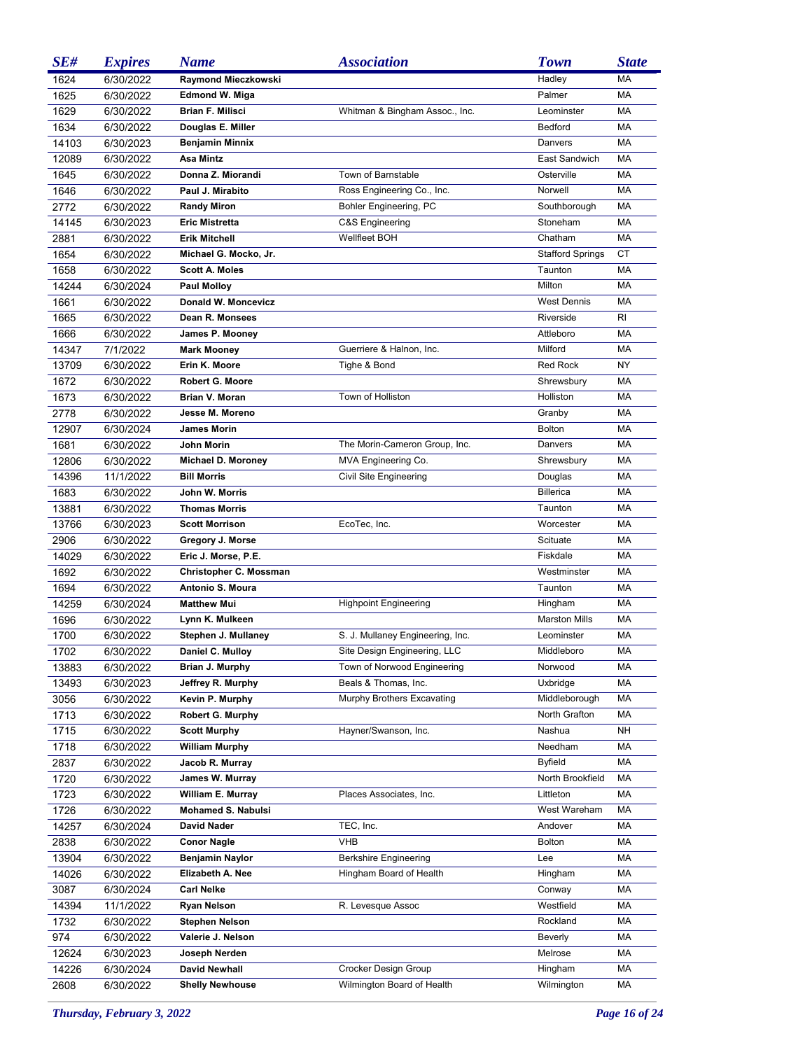| SE# | Expires | Name | Association | Town | State |
|---|---|---|---|---|---|
| 1624 | 6/30/2022 | **Raymond Mieczkowski** | | Hadley | MA |
| 1625 | 6/30/2022 | **Edmond W. Miga** | | Palmer | MA |
| 1629 | 6/30/2022 | **Brian F. Milisci** | Whitman & Bingham Assoc., Inc. | Leominster | MA |
| 1634 | 6/30/2022 | **Douglas E. Miller** | | Bedford | MA |
| 14103 | 6/30/2023 | **Benjamin Minnix** | | Danvers | MA |
| 12089 | 6/30/2022 | **Asa Mintz** | | East Sandwich | MA |
| 1645 | 6/30/2022 | **Donna Z. Miorandi** | Town of Barnstable | Osterville | MA |
| 1646 | 6/30/2022 | **Paul J. Mirabito** | Ross Engineering Co., Inc. | Norwell | MA |
| 2772 | 6/30/2022 | **Randy Miron** | Bohler Engineering, PC | Southborough | MA |
| 14145 | 6/30/2023 | **Eric Mistretta** | C&S Engineering | Stoneham | MA |
| 2881 | 6/30/2022 | **Erik Mitchell** | Wellfleet BOH | Chatham | MA |
| 1654 | 6/30/2022 | **Michael G. Mocko, Jr.** | | Stafford Springs | CT |
| 1658 | 6/30/2022 | **Scott A. Moles** | | Taunton | MA |
| 14244 | 6/30/2024 | **Paul Molloy** | | Milton | MA |
| 1661 | 6/30/2022 | **Donald W. Moncevicz** | | West Dennis | MA |
| 1665 | 6/30/2022 | **Dean R. Monsees** | | Riverside | RI |
| 1666 | 6/30/2022 | **James P. Mooney** | | Attleboro | MA |
| 14347 | 7/1/2022 | **Mark Mooney** | Guerriere & Halnon, Inc. | Milford | MA |
| 13709 | 6/30/2022 | **Erin K. Moore** | Tighe & Bond | Red Rock | NY |
| 1672 | 6/30/2022 | **Robert G. Moore** | | Shrewsbury | MA |
| 1673 | 6/30/2022 | **Brian V. Moran** | Town of Holliston | Holliston | MA |
| 2778 | 6/30/2022 | **Jesse M. Moreno** | | Granby | MA |
| 12907 | 6/30/2024 | **James Morin** | | Bolton | MA |
| 1681 | 6/30/2022 | **John Morin** | The Morin-Cameron Group, Inc. | Danvers | MA |
| 12806 | 6/30/2022 | **Michael D. Moroney** | MVA Engineering Co. | Shrewsbury | MA |
| 14396 | 11/1/2022 | **Bill Morris** | Civil Site Engineering | Douglas | MA |
| 1683 | 6/30/2022 | **John W. Morris** | | Billerica | MA |
| 13881 | 6/30/2022 | **Thomas Morris** | | Taunton | MA |
| 13766 | 6/30/2023 | **Scott Morrison** | EcoTec, Inc. | Worcester | MA |
| 2906 | 6/30/2022 | **Gregory J. Morse** | | Scituate | MA |
| 14029 | 6/30/2022 | **Eric J. Morse, P.E.** | | Fiskdale | MA |
| 1692 | 6/30/2022 | **Christopher C. Mossman** | | Westminster | MA |
| 1694 | 6/30/2022 | **Antonio S. Moura** | | Taunton | MA |
| 14259 | 6/30/2024 | **Matthew Mui** | Highpoint Engineering | Hingham | MA |
| 1696 | 6/30/2022 | **Lynn K. Mulkeen** | | Marston Mills | MA |
| 1700 | 6/30/2022 | **Stephen J. Mullaney** | S. J. Mullaney Engineering, Inc. | Leominster | MA |
| 1702 | 6/30/2022 | **Daniel C. Mulloy** | Site Design Engineering, LLC | Middleboro | MA |
| 13883 | 6/30/2022 | **Brian J. Murphy** | Town of Norwood Engineering | Norwood | MA |
| 13493 | 6/30/2023 | **Jeffrey R. Murphy** | Beals & Thomas, Inc. | Uxbridge | MA |
| 3056 | 6/30/2022 | **Kevin P. Murphy** | Murphy Brothers Excavating | Middleborough | MA |
| 1713 | 6/30/2022 | **Robert G. Murphy** | | North Grafton | MA |
| 1715 | 6/30/2022 | **Scott Murphy** | Hayner/Swanson, Inc. | Nashua | NH |
| 1718 | 6/30/2022 | **William Murphy** | | Needham | MA |
| 2837 | 6/30/2022 | **Jacob R. Murray** | | Byfield | MA |
| 1720 | 6/30/2022 | **James W. Murray** | | North Brookfield | MA |
| 1723 | 6/30/2022 | **William E. Murray** | Places Associates, Inc. | Littleton | MA |
| 1726 | 6/30/2022 | **Mohamed S. Nabulsi** | | West Wareham | MA |
| 14257 | 6/30/2024 | **David Nader** | TEC, Inc. | Andover | MA |
| 2838 | 6/30/2022 | **Conor Nagle** | VHB | Bolton | MA |
| 13904 | 6/30/2022 | **Benjamin Naylor** | Berkshire Engineering | Lee | MA |
| 14026 | 6/30/2022 | **Elizabeth A. Nee** | Hingham Board of Health | Hingham | MA |
| 3087 | 6/30/2024 | **Carl Nelke** | | Conway | MA |
| 14394 | 11/1/2022 | **Ryan Nelson** | R. Levesque Assoc | Westfield | MA |
| 1732 | 6/30/2022 | **Stephen Nelson** | | Rockland | MA |
| 974 | 6/30/2022 | **Valerie J. Nelson** | | Beverly | MA |
| 12624 | 6/30/2023 | **Joseph Nerden** | | Melrose | MA |
| 14226 | 6/30/2024 | **David Newhall** | Crocker Design Group | Hingham | MA |
| 2608 | 6/30/2022 | **Shelly Newhouse** | Wilmington Board of Health | Wilmington | MA |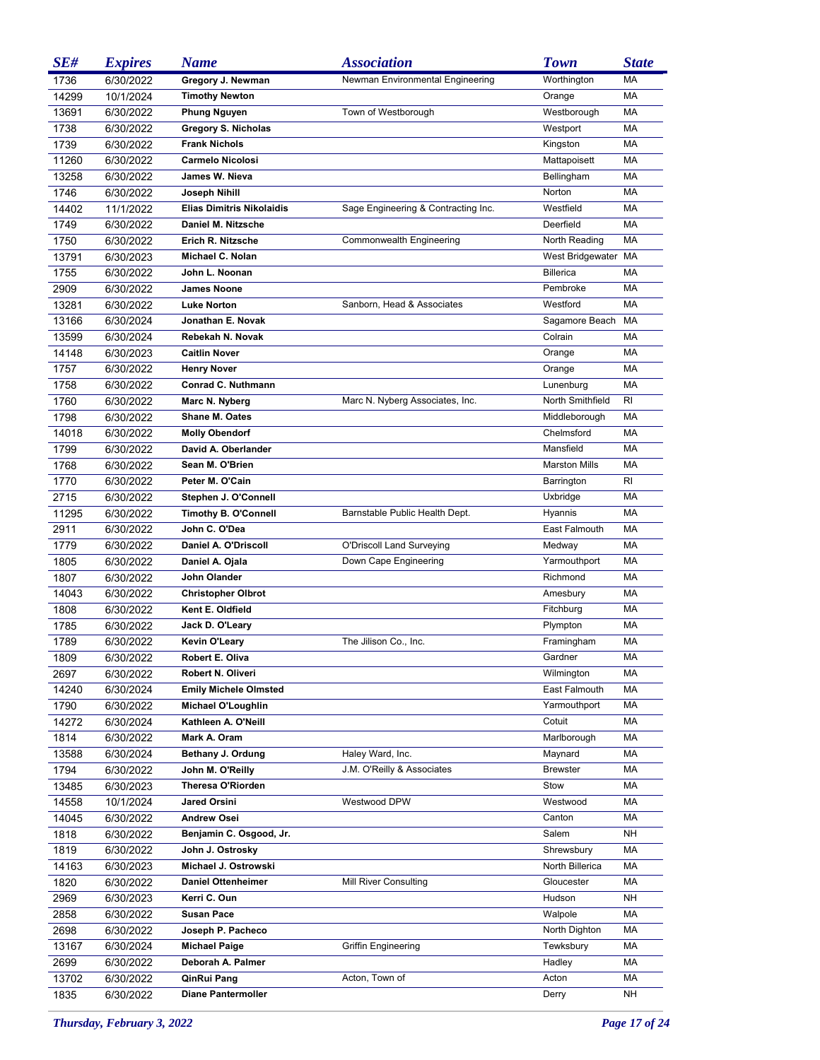| SE# | Expires | Name | Association | Town | State |
|---|---|---|---|---|---|
| 1736 | 6/30/2022 | **Gregory J. Newman** | Newman Environmental Engineering | Worthington | MA |
| 14299 | 10/1/2024 | **Timothy Newton** | | Orange | MA |
| 13691 | 6/30/2022 | **Phung Nguyen** | Town of Westborough | Westborough | MA |
| 1738 | 6/30/2022 | **Gregory S. Nicholas** | | Westport | MA |
| 1739 | 6/30/2022 | **Frank Nichols** | | Kingston | MA |
| 11260 | 6/30/2022 | **Carmelo Nicolosi** | | Mattapoisett | MA |
| 13258 | 6/30/2022 | **James W. Nieva** | | Bellingham | MA |
| 1746 | 6/30/2022 | **Joseph Nihill** | | Norton | MA |
| 14402 | 11/1/2022 | **Elias Dimitris Nikolaidis** | Sage Engineering & Contracting Inc. | Westfield | MA |
| 1749 | 6/30/2022 | **Daniel M. Nitzsche** | | Deerfield | MA |
| 1750 | 6/30/2022 | **Erich R. Nitzsche** | Commonwealth Engineering | North Reading | MA |
| 13791 | 6/30/2023 | **Michael C. Nolan** | | West Bridgewater | MA |
| 1755 | 6/30/2022 | **John L. Noonan** | | Billerica | MA |
| 2909 | 6/30/2022 | **James Noone** | | Pembroke | MA |
| 13281 | 6/30/2022 | **Luke Norton** | Sanborn, Head & Associates | Westford | MA |
| 13166 | 6/30/2024 | **Jonathan E. Novak** | | Sagamore Beach | MA |
| 13599 | 6/30/2024 | **Rebekah N. Novak** | | Colrain | MA |
| 14148 | 6/30/2023 | **Caitlin Nover** | | Orange | MA |
| 1757 | 6/30/2022 | **Henry Nover** | | Orange | MA |
| 1758 | 6/30/2022 | **Conrad C. Nuthmann** | | Lunenburg | MA |
| 1760 | 6/30/2022 | **Marc N. Nyberg** | Marc N. Nyberg Associates, Inc. | North Smithfield | RI |
| 1798 | 6/30/2022 | **Shane M. Oates** | | Middleborough | MA |
| 14018 | 6/30/2022 | **Molly Obendorf** | | Chelmsford | MA |
| 1799 | 6/30/2022 | **David A. Oberlander** | | Mansfield | MA |
| 1768 | 6/30/2022 | **Sean M. O'Brien** | | Marston Mills | MA |
| 1770 | 6/30/2022 | **Peter M. O'Cain** | | Barrington | RI |
| 2715 | 6/30/2022 | **Stephen J. O'Connell** | | Uxbridge | MA |
| 11295 | 6/30/2022 | **Timothy B. O'Connell** | Barnstable Public Health Dept. | Hyannis | MA |
| 2911 | 6/30/2022 | **John C. O'Dea** | | East Falmouth | MA |
| 1779 | 6/30/2022 | **Daniel A. O'Driscoll** | O'Driscoll Land Surveying | Medway | MA |
| 1805 | 6/30/2022 | **Daniel A. Ojala** | Down Cape Engineering | Yarmouthport | MA |
| 1807 | 6/30/2022 | **John Olander** | | Richmond | MA |
| 14043 | 6/30/2022 | **Christopher Olbrot** | | Amesbury | MA |
| 1808 | 6/30/2022 | **Kent E. Oldfield** | | Fitchburg | MA |
| 1785 | 6/30/2022 | **Jack D. O'Leary** | | Plympton | MA |
| 1789 | 6/30/2022 | **Kevin O'Leary** | The Jilison Co., Inc. | Framingham | MA |
| 1809 | 6/30/2022 | **Robert E. Oliva** | | Gardner | MA |
| 2697 | 6/30/2022 | **Robert N. Oliveri** | | Wilmington | MA |
| 14240 | 6/30/2024 | **Emily Michele Olmsted** | | East Falmouth | MA |
| 1790 | 6/30/2022 | **Michael O'Loughlin** | | Yarmouthport | MA |
| 14272 | 6/30/2024 | **Kathleen A. O'Neill** | | Cotuit | MA |
| 1814 | 6/30/2022 | **Mark A. Oram** | | Marlborough | MA |
| 13588 | 6/30/2024 | **Bethany J. Ordung** | Haley Ward, Inc. | Maynard | MA |
| 1794 | 6/30/2022 | **John M. O'Reilly** | J.M. O'Reilly & Associates | Brewster | MA |
| 13485 | 6/30/2023 | **Theresa O'Riorden** | | Stow | MA |
| 14558 | 10/1/2024 | **Jared Orsini** | Westwood DPW | Westwood | MA |
| 14045 | 6/30/2022 | **Andrew Osei** | | Canton | MA |
| 1818 | 6/30/2022 | **Benjamin C. Osgood, Jr.** | | Salem | NH |
| 1819 | 6/30/2022 | **John J. Ostrosky** | | Shrewsbury | MA |
| 14163 | 6/30/2023 | **Michael J. Ostrowski** | | North Billerica | MA |
| 1820 | 6/30/2022 | **Daniel Ottenheimer** | Mill River Consulting | Gloucester | MA |
| 2969 | 6/30/2023 | **Kerri C. Oun** | | Hudson | NH |
| 2858 | 6/30/2022 | **Susan Pace** | | Walpole | MA |
| 2698 | 6/30/2022 | **Joseph P. Pacheco** | | North Dighton | MA |
| 13167 | 6/30/2024 | **Michael Paige** | Griffin Engineering | Tewksbury | MA |
| 2699 | 6/30/2022 | **Deborah A. Palmer** | | Hadley | MA |
| 13702 | 6/30/2022 | **QinRui Pang** | Acton, Town of | Acton | MA |
| 1835 | 6/30/2022 | **Diane Pantermoller** | | Derry | NH |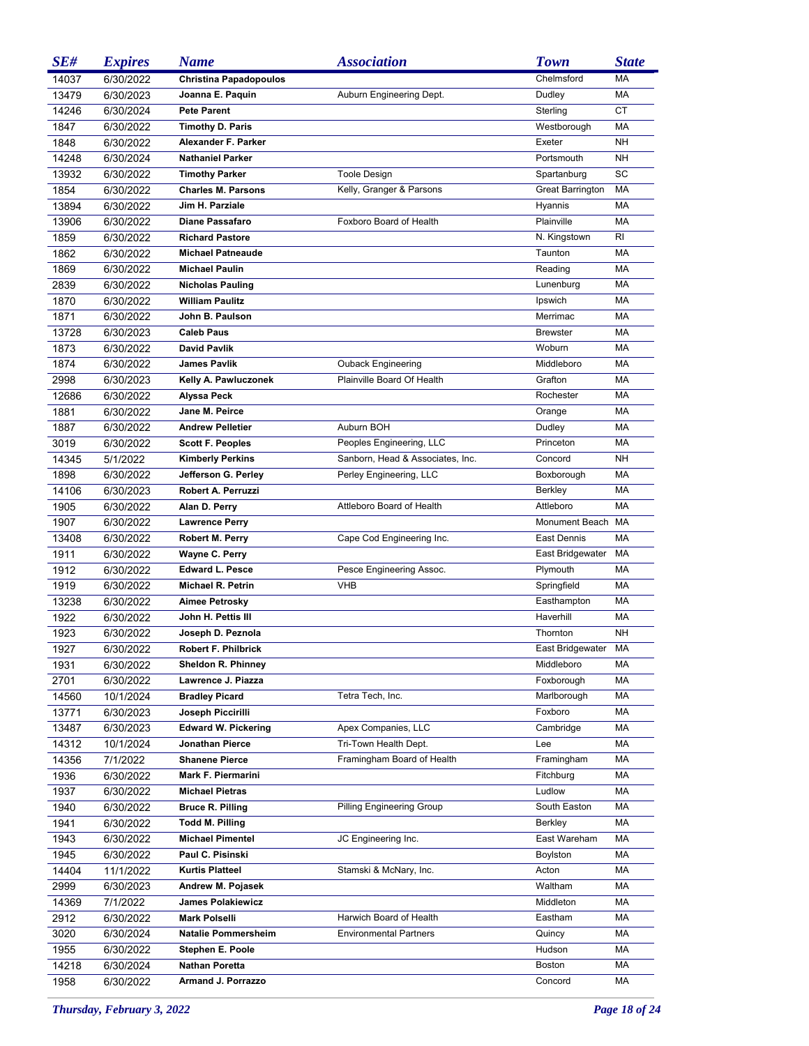| SE# | Expires | Name | Association | Town | State |
|---|---|---|---|---|---|
| 14037 | 6/30/2022 | **Christina Papadopoulos** | | Chelmsford | MA |
| 13479 | 6/30/2023 | **Joanna E. Paquin** | Auburn Engineering Dept. | Dudley | MA |
| 14246 | 6/30/2024 | **Pete Parent** | | Sterling | CT |
| 1847 | 6/30/2022 | **Timothy D. Paris** | | Westborough | MA |
| 1848 | 6/30/2022 | **Alexander F. Parker** | | Exeter | NH |
| 14248 | 6/30/2024 | **Nathaniel Parker** | | Portsmouth | NH |
| 13932 | 6/30/2022 | **Timothy Parker** | Toole Design | Spartanburg | SC |
| 1854 | 6/30/2022 | **Charles M. Parsons** | Kelly, Granger & Parsons | Great Barrington | MA |
| 13894 | 6/30/2022 | **Jim H. Parziale** | | Hyannis | MA |
| 13906 | 6/30/2022 | **Diane Passafaro** | Foxboro Board of Health | Plainville | MA |
| 1859 | 6/30/2022 | **Richard Pastore** | | N. Kingstown | RI |
| 1862 | 6/30/2022 | **Michael Patneaude** | | Taunton | MA |
| 1869 | 6/30/2022 | **Michael Paulin** | | Reading | MA |
| 2839 | 6/30/2022 | **Nicholas Pauling** | | Lunenburg | MA |
| 1870 | 6/30/2022 | **William Paulitz** | | Ipswich | MA |
| 1871 | 6/30/2022 | **John B. Paulson** | | Merrimac | MA |
| 13728 | 6/30/2023 | **Caleb Paus** | | Brewster | MA |
| 1873 | 6/30/2022 | **David Pavlik** | | Woburn | MA |
| 1874 | 6/30/2022 | **James Pavlik** | Ouback Engineering | Middleboro | MA |
| 2998 | 6/30/2023 | **Kelly A. Pawluczonek** | Plainville Board Of Health | Grafton | MA |
| 12686 | 6/30/2022 | **Alyssa Peck** | | Rochester | MA |
| 1881 | 6/30/2022 | **Jane M. Peirce** | | Orange | MA |
| 1887 | 6/30/2022 | **Andrew Pelletier** | Auburn BOH | Dudley | MA |
| 3019 | 6/30/2022 | **Scott F. Peoples** | Peoples Engineering, LLC | Princeton | MA |
| 14345 | 5/1/2022 | **Kimberly Perkins** | Sanborn, Head & Associates, Inc. | Concord | NH |
| 1898 | 6/30/2022 | **Jefferson G. Perley** | Perley Engineering, LLC | Boxborough | MA |
| 14106 | 6/30/2023 | **Robert A. Perruzzi** | | Berkley | MA |
| 1905 | 6/30/2022 | **Alan D. Perry** | Attleboro Board of Health | Attleboro | MA |
| 1907 | 6/30/2022 | **Lawrence Perry** | | Monument Beach | MA |
| 13408 | 6/30/2022 | **Robert M. Perry** | Cape Cod Engineering Inc. | East Dennis | MA |
| 1911 | 6/30/2022 | **Wayne C. Perry** | | East Bridgewater | MA |
| 1912 | 6/30/2022 | **Edward L. Pesce** | Pesce Engineering Assoc. | Plymouth | MA |
| 1919 | 6/30/2022 | **Michael R. Petrin** | VHB | Springfield | MA |
| 13238 | 6/30/2022 | **Aimee Petrosky** | | Easthampton | MA |
| 1922 | 6/30/2022 | **John H. Pettis III** | | Haverhill | MA |
| 1923 | 6/30/2022 | **Joseph D. Peznola** | | Thornton | NH |
| 1927 | 6/30/2022 | **Robert F. Philbrick** | | East Bridgewater | MA |
| 1931 | 6/30/2022 | **Sheldon R. Phinney** | | Middleboro | MA |
| 2701 | 6/30/2022 | **Lawrence J. Piazza** | | Foxborough | MA |
| 14560 | 10/1/2024 | **Bradley Picard** | Tetra Tech, Inc. | Marlborough | MA |
| 13771 | 6/30/2023 | **Joseph Piccirilli** | | Foxboro | MA |
| 13487 | 6/30/2023 | **Edward W. Pickering** | Apex Companies, LLC | Cambridge | MA |
| 14312 | 10/1/2024 | **Jonathan Pierce** | Tri-Town Health Dept. | Lee | MA |
| 14356 | 7/1/2022 | **Shanene Pierce** | Framingham Board of Health | Framingham | MA |
| 1936 | 6/30/2022 | **Mark F. Piermarini** | | Fitchburg | MA |
| 1937 | 6/30/2022 | **Michael Pietras** | | Ludlow | MA |
| 1940 | 6/30/2022 | **Bruce R. Pilling** | Pilling Engineering Group | South Easton | MA |
| 1941 | 6/30/2022 | **Todd M. Pilling** | | Berkley | MA |
| 1943 | 6/30/2022 | **Michael Pimentel** | JC Engineering Inc. | East Wareham | MA |
| 1945 | 6/30/2022 | **Paul C. Pisinski** | | Boylston | MA |
| 14404 | 11/1/2022 | **Kurtis Platteel** | Stamski & McNary, Inc. | Acton | MA |
| 2999 | 6/30/2023 | **Andrew M. Pojasek** | | Waltham | MA |
| 14369 | 7/1/2022 | **James Polakiewicz** | | Middleton | MA |
| 2912 | 6/30/2022 | **Mark Polselli** | Harwich Board of Health | Eastham | MA |
| 3020 | 6/30/2024 | **Natalie Pommersheim** | Environmental Partners | Quincy | MA |
| 1955 | 6/30/2022 | **Stephen E. Poole** | | Hudson | MA |
| 14218 | 6/30/2024 | **Nathan Poretta** | | Boston | MA |
| 1958 | 6/30/2022 | **Armand J. Porrazzo** | | Concord | MA |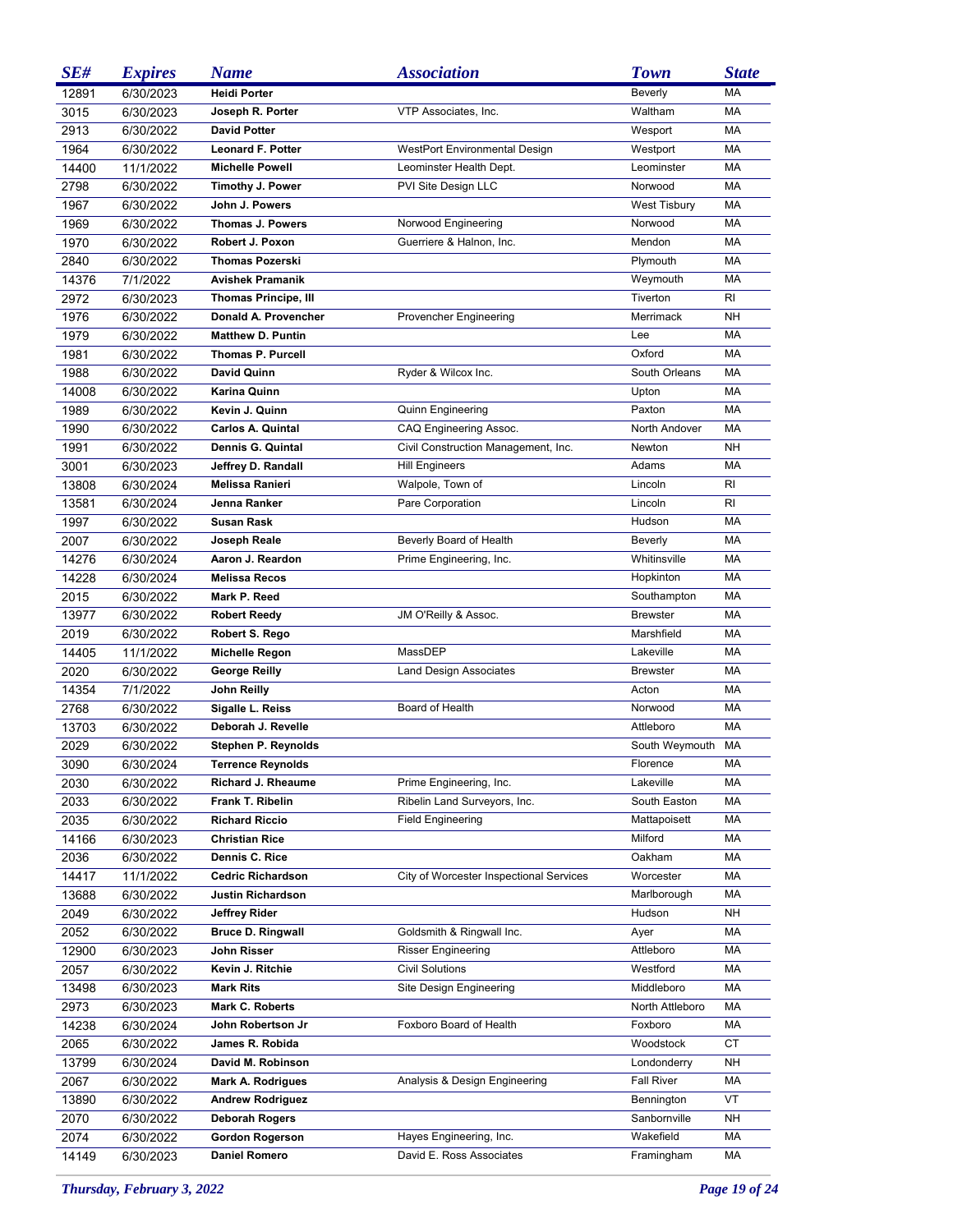| SE# | Expires | Name | Association | Town | State |
|---|---|---|---|---|---|
| 12891 | 6/30/2023 | **Heidi Porter** | | Beverly | MA |
| 3015 | 6/30/2023 | **Joseph R. Porter** | VTP Associates, Inc. | Waltham | MA |
| 2913 | 6/30/2022 | **David Potter** | | Wesport | MA |
| 1964 | 6/30/2022 | **Leonard F. Potter** | WestPort Environmental Design | Westport | MA |
| 14400 | 11/1/2022 | **Michelle Powell** | Leominster Health Dept. | Leominster | MA |
| 2798 | 6/30/2022 | **Timothy J. Power** | PVI Site Design LLC | Norwood | MA |
| 1967 | 6/30/2022 | **John J. Powers** | | West Tisbury | MA |
| 1969 | 6/30/2022 | **Thomas J. Powers** | Norwood Engineering | Norwood | MA |
| 1970 | 6/30/2022 | **Robert J. Poxon** | Guerriere & Halnon, Inc. | Mendon | MA |
| 2840 | 6/30/2022 | **Thomas Pozerski** | | Plymouth | MA |
| 14376 | 7/1/2022 | **Avishek Pramanik** | | Weymouth | MA |
| 2972 | 6/30/2023 | **Thomas Principe, III** | | Tiverton | RI |
| 1976 | 6/30/2022 | **Donald A. Provencher** | Provencher Engineering | Merrimack | NH |
| 1979 | 6/30/2022 | **Matthew D. Puntin** | | Lee | MA |
| 1981 | 6/30/2022 | **Thomas P. Purcell** | | Oxford | MA |
| 1988 | 6/30/2022 | **David Quinn** | Ryder & Wilcox Inc. | South Orleans | MA |
| 14008 | 6/30/2022 | **Karina Quinn** | | Upton | MA |
| 1989 | 6/30/2022 | **Kevin J. Quinn** | Quinn Engineering | Paxton | MA |
| 1990 | 6/30/2022 | **Carlos A. Quintal** | CAQ Engineering Assoc. | North Andover | MA |
| 1991 | 6/30/2022 | **Dennis G. Quintal** | Civil Construction Management, Inc. | Newton | NH |
| 3001 | 6/30/2023 | **Jeffrey D. Randall** | Hill Engineers | Adams | MA |
| 13808 | 6/30/2024 | **Melissa Ranieri** | Walpole, Town of | Lincoln | RI |
| 13581 | 6/30/2024 | **Jenna Ranker** | Pare Corporation | Lincoln | RI |
| 1997 | 6/30/2022 | **Susan Rask** | | Hudson | MA |
| 2007 | 6/30/2022 | **Joseph Reale** | Beverly Board of Health | Beverly | MA |
| 14276 | 6/30/2024 | **Aaron J. Reardon** | Prime Engineering, Inc. | Whitinsville | MA |
| 14228 | 6/30/2024 | **Melissa Recos** | | Hopkinton | MA |
| 2015 | 6/30/2022 | **Mark P. Reed** | | Southampton | MA |
| 13977 | 6/30/2022 | **Robert Reedy** | JM O'Reilly & Assoc. | Brewster | MA |
| 2019 | 6/30/2022 | **Robert S. Rego** | | Marshfield | MA |
| 14405 | 11/1/2022 | **Michelle Regon** | MassDEP | Lakeville | MA |
| 2020 | 6/30/2022 | **George Reilly** | Land Design Associates | Brewster | MA |
| 14354 | 7/1/2022 | **John Reilly** | | Acton | MA |
| 2768 | 6/30/2022 | **Sigalle L. Reiss** | Board of Health | Norwood | MA |
| 13703 | 6/30/2022 | **Deborah J. Revelle** | | Attleboro | MA |
| 2029 | 6/30/2022 | **Stephen P. Reynolds** | | South Weymouth | MA |
| 3090 | 6/30/2024 | **Terrence Reynolds** | | Florence | MA |
| 2030 | 6/30/2022 | **Richard J. Rheaume** | Prime Engineering, Inc. | Lakeville | MA |
| 2033 | 6/30/2022 | **Frank T. Ribelin** | Ribelin Land Surveyors, Inc. | South Easton | MA |
| 2035 | 6/30/2022 | **Richard Riccio** | Field Engineering | Mattapoisett | MA |
| 14166 | 6/30/2023 | **Christian Rice** | | Milford | MA |
| 2036 | 6/30/2022 | **Dennis C. Rice** | | Oakham | MA |
| 14417 | 11/1/2022 | **Cedric Richardson** | City of Worcester Inspectional Services | Worcester | MA |
| 13688 | 6/30/2022 | **Justin Richardson** | | Marlborough | MA |
| 2049 | 6/30/2022 | **Jeffrey Rider** | | Hudson | NH |
| 2052 | 6/30/2022 | **Bruce D. Ringwall** | Goldsmith & Ringwall Inc. | Ayer | MA |
| 12900 | 6/30/2023 | **John Risser** | Risser Engineering | Attleboro | MA |
| 2057 | 6/30/2022 | **Kevin J. Ritchie** | Civil Solutions | Westford | MA |
| 13498 | 6/30/2023 | **Mark Rits** | Site Design Engineering | Middleboro | MA |
| 2973 | 6/30/2023 | **Mark C. Roberts** | | North Attleboro | MA |
| 14238 | 6/30/2024 | **John Robertson Jr** | Foxboro Board of Health | Foxboro | MA |
| 2065 | 6/30/2022 | **James R. Robida** | | Woodstock | CT |
| 13799 | 6/30/2024 | **David M. Robinson** | | Londonderry | NH |
| 2067 | 6/30/2022 | **Mark A. Rodrigues** | Analysis & Design Engineering | Fall River | MA |
| 13890 | 6/30/2022 | **Andrew Rodriguez** | | Bennington | VT |
| 2070 | 6/30/2022 | **Deborah Rogers** | | Sanbornville | NH |
| 2074 | 6/30/2022 | **Gordon Rogerson** | Hayes Engineering, Inc. | Wakefield | MA |
| 14149 | 6/30/2023 | **Daniel Romero** | David E. Ross Associates | Framingham | MA |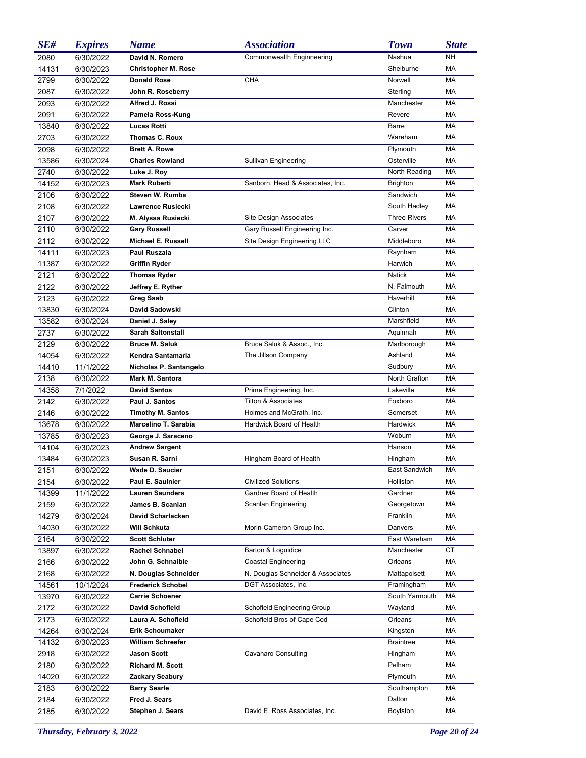| SE# | Expires | Name | Association | Town | State |
|---|---|---|---|---|---|
| 2080 | 6/30/2022 | **David N. Romero** | Commonwealth Enginneering | Nashua | NH |
| 14131 | 6/30/2023 | **Christopher M. Rose** | | Shelburne | MA |
| 2799 | 6/30/2022 | **Donald Rose** | CHA | Norwell | MA |
| 2087 | 6/30/2022 | **John R. Roseberry** | | Sterling | MA |
| 2093 | 6/30/2022 | **Alfred J. Rossi** | | Manchester | MA |
| 2091 | 6/30/2022 | **Pamela Ross-Kung** | | Revere | MA |
| 13840 | 6/30/2022 | **Lucas Rotti** | | Barre | MA |
| 2703 | 6/30/2022 | **Thomas C. Roux** | | Wareham | MA |
| 2098 | 6/30/2022 | **Brett A. Rowe** | | Plymouth | MA |
| 13586 | 6/30/2024 | **Charles Rowland** | Sullivan Engineering | Osterville | MA |
| 2740 | 6/30/2022 | **Luke J. Roy** | | North Reading | MA |
| 14152 | 6/30/2023 | **Mark Ruberti** | Sanborn, Head & Associates, Inc. | Brighton | MA |
| 2106 | 6/30/2022 | **Steven W. Rumba** | | Sandwich | MA |
| 2108 | 6/30/2022 | **Lawrence Rusiecki** | | South Hadley | MA |
| 2107 | 6/30/2022 | **M. Alyssa Rusiecki** | Site Design Associates | Three Rivers | MA |
| 2110 | 6/30/2022 | **Gary Russell** | Gary Russell Engineering Inc. | Carver | MA |
| 2112 | 6/30/2022 | **Michael E. Russell** | Site Design Engineering LLC | Middleboro | MA |
| 14111 | 6/30/2023 | **Paul Ruszala** | | Raynham | MA |
| 11387 | 6/30/2022 | **Griffin Ryder** | | Harwich | MA |
| 2121 | 6/30/2022 | **Thomas Ryder** | | Natick | MA |
| 2122 | 6/30/2022 | **Jeffrey E. Ryther** | | N. Falmouth | MA |
| 2123 | 6/30/2022 | **Greg Saab** | | Haverhill | MA |
| 13830 | 6/30/2024 | **David Sadowski** | | Clinton | MA |
| 13582 | 6/30/2024 | **Daniel J. Saley** | | Marshfield | MA |
| 2737 | 6/30/2022 | **Sarah Saltonstall** | | Aquinnah | MA |
| 2129 | 6/30/2022 | **Bruce M. Saluk** | Bruce Saluk & Assoc., Inc. | Marlborough | MA |
| 14054 | 6/30/2022 | **Kendra Santamaria** | The Jillson Company | Ashland | MA |
| 14410 | 11/1/2022 | **Nicholas P. Santangelo** | | Sudbury | MA |
| 2138 | 6/30/2022 | **Mark M. Santora** | | North Grafton | MA |
| 14358 | 7/1/2022 | **David Santos** | Prime Engineering, Inc. | Lakeville | MA |
| 2142 | 6/30/2022 | **Paul J. Santos** | Tilton & Associates | Foxboro | MA |
| 2146 | 6/30/2022 | **Timothy M. Santos** | Holmes and McGrath, Inc. | Somerset | MA |
| 13678 | 6/30/2022 | **Marcelino T. Sarabia** | Hardwick Board of Health | Hardwick | MA |
| 13785 | 6/30/2023 | **George J. Saraceno** | | Woburn | MA |
| 14104 | 6/30/2023 | **Andrew Sargent** | | Hanson | MA |
| 13484 | 6/30/2023 | **Susan R. Sarni** | Hingham Board of Health | Hingham | MA |
| 2151 | 6/30/2022 | **Wade D. Saucier** | | East Sandwich | MA |
| 2154 | 6/30/2022 | **Paul E. Saulnier** | Civilized Solutions | Holliston | MA |
| 14399 | 11/1/2022 | **Lauren Saunders** | Gardner Board of Health | Gardner | MA |
| 2159 | 6/30/2022 | **James B. Scanlan** | Scanlan Engineering | Georgetown | MA |
| 14279 | 6/30/2024 | **David Scharlacken** | | Franklin | MA |
| 14030 | 6/30/2022 | **Will Schkuta** | Morin-Cameron Group Inc. | Danvers | MA |
| 2164 | 6/30/2022 | **Scott Schluter** | | East Wareham | MA |
| 13897 | 6/30/2022 | **Rachel Schnabel** | Barton & Loguidice | Manchester | CT |
| 2166 | 6/30/2022 | **John G. Schnaible** | Coastal Engineering | Orleans | MA |
| 2168 | 6/30/2022 | **N. Douglas Schneider** | N. Douglas Schneider & Associates | Mattapoisett | MA |
| 14561 | 10/1/2024 | **Frederick Schobel** | DGT Associates, Inc. | Framingham | MA |
| 13970 | 6/30/2022 | **Carrie Schoener** | | South Yarmouth | MA |
| 2172 | 6/30/2022 | **David Schofield** | Schofield Engineering Group | Wayland | MA |
| 2173 | 6/30/2022 | **Laura A. Schofield** | Schofield Bros of Cape Cod | Orleans | MA |
| 14264 | 6/30/2024 | **Erik Schoumaker** | | Kingston | MA |
| 14132 | 6/30/2023 | **William Schreefer** | | Braintree | MA |
| 2918 | 6/30/2022 | **Jason Scott** | Cavanaro Consulting | Hingham | MA |
| 2180 | 6/30/2022 | **Richard M. Scott** | | Pelham | MA |
| 14020 | 6/30/2022 | **Zackary Seabury** | | Plymouth | MA |
| 2183 | 6/30/2022 | **Barry Searle** | | Southampton | MA |
| 2184 | 6/30/2022 | **Fred J. Sears** | | Dalton | MA |
| 2185 | 6/30/2022 | **Stephen J. Sears** | David E. Ross Associates, Inc. | Boylston | MA |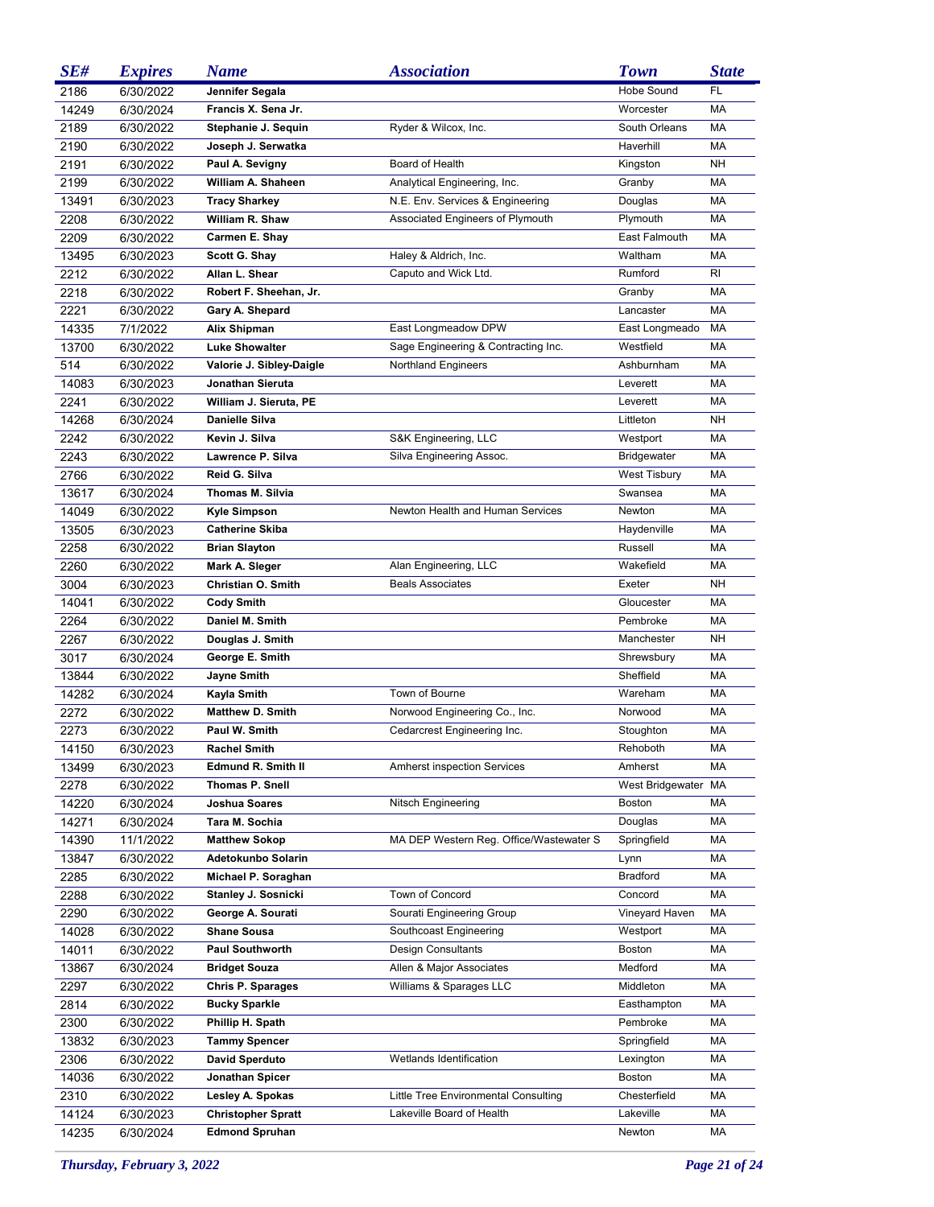| SE# | Expires | Name | Association | Town | State |
|---|---|---|---|---|---|
| 2186 | 6/30/2022 | **Jennifer Segala** | | Hobe Sound | FL |
| 14249 | 6/30/2024 | **Francis X. Sena Jr.** | | Worcester | MA |
| 2189 | 6/30/2022 | **Stephanie J. Sequin** | Ryder & Wilcox, Inc. | South Orleans | MA |
| 2190 | 6/30/2022 | **Joseph J. Serwatka** | | Haverhill | MA |
| 2191 | 6/30/2022 | **Paul A. Sevigny** | Board of Health | Kingston | NH |
| 2199 | 6/30/2022 | **William A. Shaheen** | Analytical Engineering, Inc. | Granby | MA |
| 13491 | 6/30/2023 | **Tracy Sharkey** | N.E. Env. Services & Engineering | Douglas | MA |
| 2208 | 6/30/2022 | **William R. Shaw** | Associated Engineers of Plymouth | Plymouth | MA |
| 2209 | 6/30/2022 | **Carmen E. Shay** | | East Falmouth | MA |
| 13495 | 6/30/2023 | **Scott G. Shay** | Haley & Aldrich, Inc. | Waltham | MA |
| 2212 | 6/30/2022 | **Allan L. Shear** | Caputo and Wick Ltd. | Rumford | RI |
| 2218 | 6/30/2022 | **Robert F. Sheehan, Jr.** | | Granby | MA |
| 2221 | 6/30/2022 | **Gary A. Shepard** | | Lancaster | MA |
| 14335 | 7/1/2022 | **Alix Shipman** | East Longmeadow DPW | East Longmeado | MA |
| 13700 | 6/30/2022 | **Luke Showalter** | Sage Engineering & Contracting Inc. | Westfield | MA |
| 514 | 6/30/2022 | **Valorie J. Sibley-Daigle** | Northland Engineers | Ashburnham | MA |
| 14083 | 6/30/2023 | **Jonathan Sieruta** | | Leverett | MA |
| 2241 | 6/30/2022 | **William J. Sieruta, PE** | | Leverett | MA |
| 14268 | 6/30/2024 | **Danielle Silva** | | Littleton | NH |
| 2242 | 6/30/2022 | **Kevin J. Silva** | S&K Engineering, LLC | Westport | MA |
| 2243 | 6/30/2022 | **Lawrence P. Silva** | Silva Engineering Assoc. | Bridgewater | MA |
| 2766 | 6/30/2022 | **Reid G. Silva** | | West Tisbury | MA |
| 13617 | 6/30/2024 | **Thomas M. Silvia** | | Swansea | MA |
| 14049 | 6/30/2022 | **Kyle Simpson** | Newton Health and Human Services | Newton | MA |
| 13505 | 6/30/2023 | **Catherine Skiba** | | Haydenville | MA |
| 2258 | 6/30/2022 | **Brian Slayton** | | Russell | MA |
| 2260 | 6/30/2022 | **Mark A. Sleger** | Alan Engineering, LLC | Wakefield | MA |
| 3004 | 6/30/2023 | **Christian O. Smith** | Beals Associates | Exeter | NH |
| 14041 | 6/30/2022 | **Cody Smith** | | Gloucester | MA |
| 2264 | 6/30/2022 | **Daniel M. Smith** | | Pembroke | MA |
| 2267 | 6/30/2022 | **Douglas J. Smith** | | Manchester | NH |
| 3017 | 6/30/2024 | **George E. Smith** | | Shrewsbury | MA |
| 13844 | 6/30/2022 | **Jayne Smith** | | Sheffield | MA |
| 14282 | 6/30/2024 | **Kayla Smith** | Town of Bourne | Wareham | MA |
| 2272 | 6/30/2022 | **Matthew D. Smith** | Norwood Engineering Co., Inc. | Norwood | MA |
| 2273 | 6/30/2022 | **Paul W. Smith** | Cedarcrest Engineering Inc. | Stoughton | MA |
| 14150 | 6/30/2023 | **Rachel Smith** | | Rehoboth | MA |
| 13499 | 6/30/2023 | **Edmund R. Smith II** | Amherst inspection Services | Amherst | MA |
| 2278 | 6/30/2022 | **Thomas P. Snell** | | West Bridgewater | MA |
| 14220 | 6/30/2024 | **Joshua Soares** | Nitsch Engineering | Boston | MA |
| 14271 | 6/30/2024 | **Tara M. Sochia** | | Douglas | MA |
| 14390 | 11/1/2022 | **Matthew Sokop** | MA DEP Western Reg. Office/Wastewater S | Springfield | MA |
| 13847 | 6/30/2022 | **Adetokunbo Solarin** | | Lynn | MA |
| 2285 | 6/30/2022 | **Michael P. Soraghan** | | Bradford | MA |
| 2288 | 6/30/2022 | **Stanley J. Sosnicki** | Town of Concord | Concord | MA |
| 2290 | 6/30/2022 | **George A. Sourati** | Sourati Engineering Group | Vineyard Haven | MA |
| 14028 | 6/30/2022 | **Shane Sousa** | Southcoast Engineering | Westport | MA |
| 14011 | 6/30/2022 | **Paul Southworth** | Design Consultants | Boston | MA |
| 13867 | 6/30/2024 | **Bridget Souza** | Allen & Major Associates | Medford | MA |
| 2297 | 6/30/2022 | **Chris P. Sparages** | Williams & Sparages LLC | Middleton | MA |
| 2814 | 6/30/2022 | **Bucky Sparkle** | | Easthampton | MA |
| 2300 | 6/30/2022 | **Phillip H. Spath** | | Pembroke | MA |
| 13832 | 6/30/2023 | **Tammy Spencer** | | Springfield | MA |
| 2306 | 6/30/2022 | **David Sperduto** | Wetlands Identification | Lexington | MA |
| 14036 | 6/30/2022 | **Jonathan Spicer** | | Boston | MA |
| 2310 | 6/30/2022 | **Lesley A. Spokas** | Little Tree Environmental Consulting | Chesterfield | MA |
| 14124 | 6/30/2023 | **Christopher Spratt** | Lakeville Board of Health | Lakeville | MA |
| 14235 | 6/30/2024 | **Edmond Spruhan** | | Newton | MA |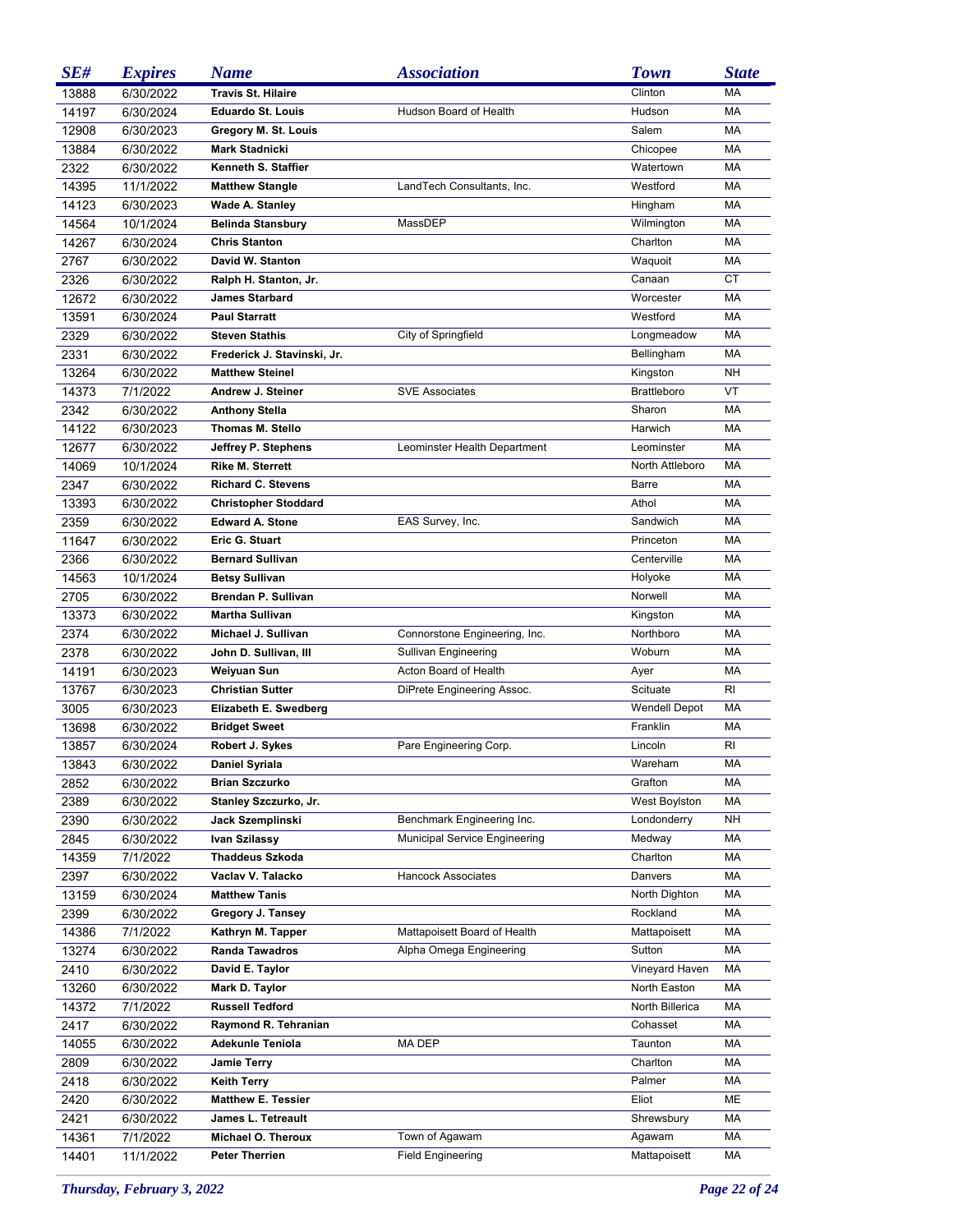| SE# | Expires | Name | Association | Town | State |
|---|---|---|---|---|---|
| 13888 | 6/30/2022 | **Travis St. Hilaire** | | Clinton | MA |
| 14197 | 6/30/2024 | **Eduardo St. Louis** | Hudson Board of Health | Hudson | MA |
| 12908 | 6/30/2023 | **Gregory M. St. Louis** | | Salem | MA |
| 13884 | 6/30/2022 | **Mark Stadnicki** | | Chicopee | MA |
| 2322 | 6/30/2022 | **Kenneth S. Staffier** | | Watertown | MA |
| 14395 | 11/1/2022 | **Matthew Stangle** | LandTech Consultants, Inc. | Westford | MA |
| 14123 | 6/30/2023 | **Wade A. Stanley** | | Hingham | MA |
| 14564 | 10/1/2024 | **Belinda Stansbury** | MassDEP | Wilmington | MA |
| 14267 | 6/30/2024 | **Chris Stanton** | | Charlton | MA |
| 2767 | 6/30/2022 | **David W. Stanton** | | Waquoit | MA |
| 2326 | 6/30/2022 | **Ralph H. Stanton, Jr.** | | Canaan | CT |
| 12672 | 6/30/2022 | **James Starbard** | | Worcester | MA |
| 13591 | 6/30/2024 | **Paul Starratt** | | Westford | MA |
| 2329 | 6/30/2022 | **Steven Stathis** | City of Springfield | Longmeadow | MA |
| 2331 | 6/30/2022 | **Frederick J. Stavinski, Jr.** | | Bellingham | MA |
| 13264 | 6/30/2022 | **Matthew Steinel** | | Kingston | NH |
| 14373 | 7/1/2022 | **Andrew J. Steiner** | SVE Associates | Brattleboro | VT |
| 2342 | 6/30/2022 | **Anthony Stella** | | Sharon | MA |
| 14122 | 6/30/2023 | **Thomas M. Stello** | | Harwich | MA |
| 12677 | 6/30/2022 | **Jeffrey P. Stephens** | Leominster Health Department | Leominster | MA |
| 14069 | 10/1/2024 | **Rike M. Sterrett** | | North Attleboro | MA |
| 2347 | 6/30/2022 | **Richard C. Stevens** | | Barre | MA |
| 13393 | 6/30/2022 | **Christopher Stoddard** | | Athol | MA |
| 2359 | 6/30/2022 | **Edward A. Stone** | EAS Survey, Inc. | Sandwich | MA |
| 11647 | 6/30/2022 | **Eric G. Stuart** | | Princeton | MA |
| 2366 | 6/30/2022 | **Bernard Sullivan** | | Centerville | MA |
| 14563 | 10/1/2024 | **Betsy Sullivan** | | Holyoke | MA |
| 2705 | 6/30/2022 | **Brendan P. Sullivan** | | Norwell | MA |
| 13373 | 6/30/2022 | **Martha Sullivan** | | Kingston | MA |
| 2374 | 6/30/2022 | **Michael J. Sullivan** | Connorstone Engineering, Inc. | Northboro | MA |
| 2378 | 6/30/2022 | **John D. Sullivan, III** | Sullivan Engineering | Woburn | MA |
| 14191 | 6/30/2023 | **Weiyuan Sun** | Acton Board of Health | Ayer | MA |
| 13767 | 6/30/2023 | **Christian Sutter** | DiPrete Engineering Assoc. | Scituate | RI |
| 3005 | 6/30/2023 | **Elizabeth E. Swedberg** | | Wendell Depot | MA |
| 13698 | 6/30/2022 | **Bridget Sweet** | | Franklin | MA |
| 13857 | 6/30/2024 | **Robert J. Sykes** | Pare Engineering Corp. | Lincoln | RI |
| 13843 | 6/30/2022 | **Daniel Syriala** | | Wareham | MA |
| 2852 | 6/30/2022 | **Brian Szczurko** | | Grafton | MA |
| 2389 | 6/30/2022 | **Stanley Szczurko, Jr.** | | West Boylston | MA |
| 2390 | 6/30/2022 | **Jack Szemplinski** | Benchmark Engineering Inc. | Londonderry | NH |
| 2845 | 6/30/2022 | **Ivan Szilassy** | Municipal Service Engineering | Medway | MA |
| 14359 | 7/1/2022 | **Thaddeus Szkoda** | | Charlton | MA |
| 2397 | 6/30/2022 | **Vaclav V. Talacko** | Hancock Associates | Danvers | MA |
| 13159 | 6/30/2024 | **Matthew Tanis** | | North Dighton | MA |
| 2399 | 6/30/2022 | **Gregory J. Tansey** | | Rockland | MA |
| 14386 | 7/1/2022 | **Kathryn M. Tapper** | Mattapoisett Board of Health | Mattapoisett | MA |
| 13274 | 6/30/2022 | **Randa Tawadros** | Alpha Omega Engineering | Sutton | MA |
| 2410 | 6/30/2022 | **David E. Taylor** | | Vineyard Haven | MA |
| 13260 | 6/30/2022 | **Mark D. Taylor** | | North Easton | MA |
| 14372 | 7/1/2022 | **Russell Tedford** | | North Billerica | MA |
| 2417 | 6/30/2022 | **Raymond R. Tehranian** | | Cohasset | MA |
| 14055 | 6/30/2022 | **Adekunle Teniola** | MA DEP | Taunton | MA |
| 2809 | 6/30/2022 | **Jamie Terry** | | Charlton | MA |
| 2418 | 6/30/2022 | **Keith Terry** | | Palmer | MA |
| 2420 | 6/30/2022 | **Matthew E. Tessier** | | Eliot | ME |
| 2421 | 6/30/2022 | **James L. Tetreault** | | Shrewsbury | MA |
| 14361 | 7/1/2022 | **Michael O. Theroux** | Town of Agawam | Agawam | MA |
| 14401 | 11/1/2022 | **Peter Therrien** | Field Engineering | Mattapoisett | MA |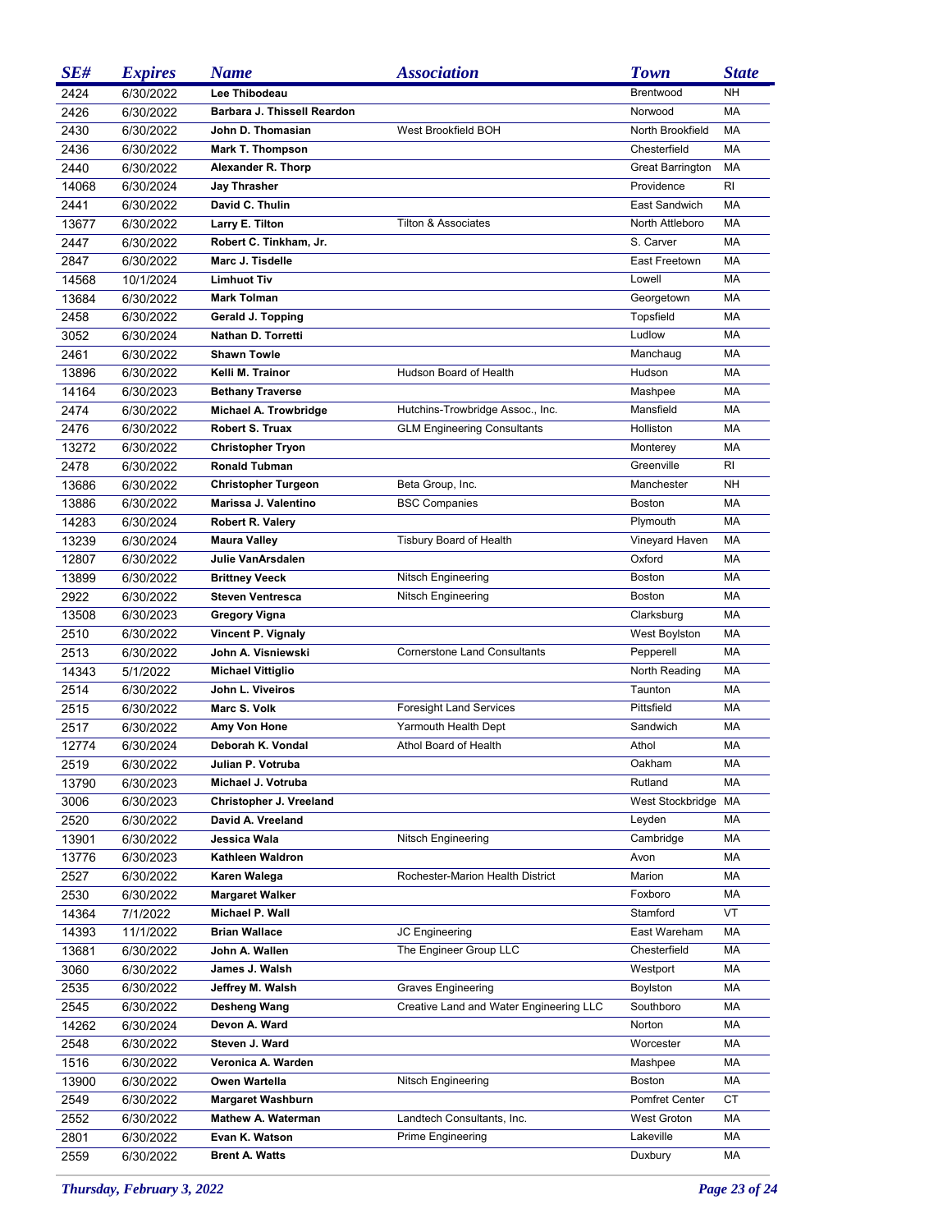| SE# | Expires | Name | Association | Town | State |
|---|---|---|---|---|---|
| 2424 | 6/30/2022 | **Lee Thibodeau** | | Brentwood | NH |
| 2426 | 6/30/2022 | **Barbara J. Thissell Reardon** | | Norwood | MA |
| 2430 | 6/30/2022 | **John D. Thomasian** | West Brookfield BOH | North Brookfield | MA |
| 2436 | 6/30/2022 | **Mark T. Thompson** | | Chesterfield | MA |
| 2440 | 6/30/2022 | **Alexander R. Thorp** | | Great Barrington | MA |
| 14068 | 6/30/2024 | **Jay Thrasher** | | Providence | RI |
| 2441 | 6/30/2022 | **David C. Thulin** | | East Sandwich | MA |
| 13677 | 6/30/2022 | **Larry E. Tilton** | Tilton & Associates | North Attleboro | MA |
| 2447 | 6/30/2022 | **Robert C. Tinkham, Jr.** | | S. Carver | MA |
| 2847 | 6/30/2022 | **Marc J. Tisdelle** | | East Freetown | MA |
| 14568 | 10/1/2024 | **Limhuot Tiv** | | Lowell | MA |
| 13684 | 6/30/2022 | **Mark Tolman** | | Georgetown | MA |
| 2458 | 6/30/2022 | **Gerald J. Topping** | | Topsfield | MA |
| 3052 | 6/30/2024 | **Nathan D. Torretti** | | Ludlow | MA |
| 2461 | 6/30/2022 | **Shawn Towle** | | Manchaug | MA |
| 13896 | 6/30/2022 | **Kelli M. Trainor** | Hudson Board of Health | Hudson | MA |
| 14164 | 6/30/2023 | **Bethany Traverse** | | Mashpee | MA |
| 2474 | 6/30/2022 | **Michael A. Trowbridge** | Hutchins-Trowbridge Assoc., Inc. | Mansfield | MA |
| 2476 | 6/30/2022 | **Robert S. Truax** | GLM Engineering Consultants | Holliston | MA |
| 13272 | 6/30/2022 | **Christopher Tryon** | | Monterey | MA |
| 2478 | 6/30/2022 | **Ronald Tubman** | | Greenville | RI |
| 13686 | 6/30/2022 | **Christopher Turgeon** | Beta Group, Inc. | Manchester | NH |
| 13886 | 6/30/2022 | **Marissa J. Valentino** | BSC Companies | Boston | MA |
| 14283 | 6/30/2024 | **Robert R. Valery** | | Plymouth | MA |
| 13239 | 6/30/2024 | **Maura Valley** | Tisbury Board of Health | Vineyard Haven | MA |
| 12807 | 6/30/2022 | **Julie VanArsdalen** | | Oxford | MA |
| 13899 | 6/30/2022 | **Brittney Veeck** | Nitsch Engineering | Boston | MA |
| 2922 | 6/30/2022 | **Steven Ventresca** | Nitsch Engineering | Boston | MA |
| 13508 | 6/30/2023 | **Gregory Vigna** | | Clarksburg | MA |
| 2510 | 6/30/2022 | **Vincent P. Vignaly** | | West Boylston | MA |
| 2513 | 6/30/2022 | **John A. Visniewski** | Cornerstone Land Consultants | Pepperell | MA |
| 14343 | 5/1/2022 | **Michael Vittiglio** | | North Reading | MA |
| 2514 | 6/30/2022 | **John L. Viveiros** | | Taunton | MA |
| 2515 | 6/30/2022 | **Marc S. Volk** | Foresight Land Services | Pittsfield | MA |
| 2517 | 6/30/2022 | **Amy Von Hone** | Yarmouth Health Dept | Sandwich | MA |
| 12774 | 6/30/2024 | **Deborah K. Vondal** | Athol Board of Health | Athol | MA |
| 2519 | 6/30/2022 | **Julian P. Votruba** | | Oakham | MA |
| 13790 | 6/30/2023 | **Michael J. Votruba** | | Rutland | MA |
| 3006 | 6/30/2023 | **Christopher J. Vreeland** | | West Stockbridge | MA |
| 2520 | 6/30/2022 | **David A. Vreeland** | | Leyden | MA |
| 13901 | 6/30/2022 | **Jessica Wala** | Nitsch Engineering | Cambridge | MA |
| 13776 | 6/30/2023 | **Kathleen Waldron** | | Avon | MA |
| 2527 | 6/30/2022 | **Karen Walega** | Rochester-Marion Health District | Marion | MA |
| 2530 | 6/30/2022 | **Margaret Walker** | | Foxboro | MA |
| 14364 | 7/1/2022 | **Michael P. Wall** | | Stamford | VT |
| 14393 | 11/1/2022 | **Brian Wallace** | JC Engineering | East Wareham | MA |
| 13681 | 6/30/2022 | **John A. Wallen** | The Engineer Group LLC | Chesterfield | MA |
| 3060 | 6/30/2022 | **James J. Walsh** | | Westport | MA |
| 2535 | 6/30/2022 | **Jeffrey M. Walsh** | Graves Engineering | Boylston | MA |
| 2545 | 6/30/2022 | **Desheng Wang** | Creative Land and Water Engineering LLC | Southboro | MA |
| 14262 | 6/30/2024 | **Devon A. Ward** | | Norton | MA |
| 2548 | 6/30/2022 | **Steven J. Ward** | | Worcester | MA |
| 1516 | 6/30/2022 | **Veronica A. Warden** | | Mashpee | MA |
| 13900 | 6/30/2022 | **Owen Wartella** | Nitsch Engineering | Boston | MA |
| 2549 | 6/30/2022 | **Margaret Washburn** | | Pomfret Center | CT |
| 2552 | 6/30/2022 | **Mathew A. Waterman** | Landtech Consultants, Inc. | West Groton | MA |
| 2801 | 6/30/2022 | **Evan K. Watson** | Prime Engineering | Lakeville | MA |
| 2559 | 6/30/2022 | **Brent A. Watts** | | Duxbury | MA |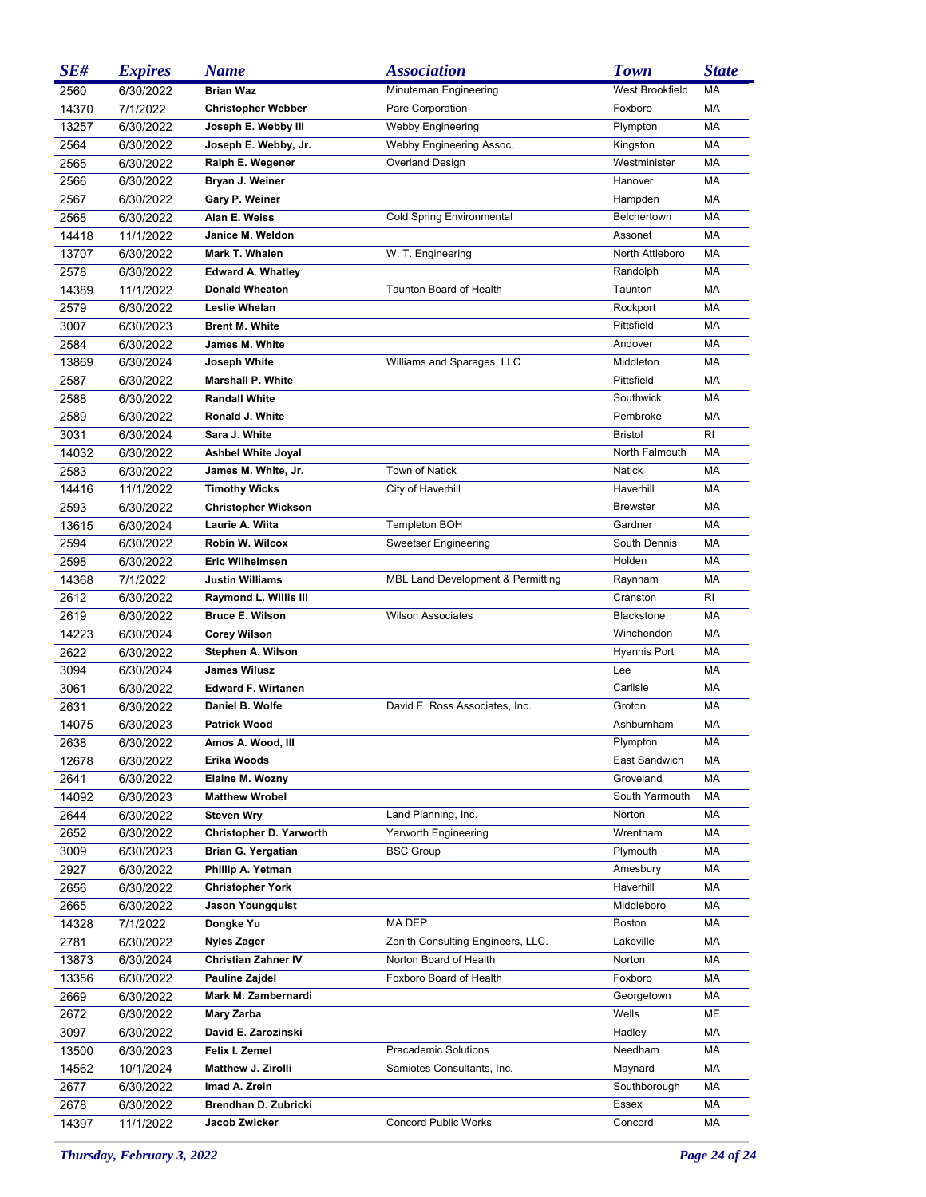| SE# | Expires | Name | Association | Town | State |
|---|---|---|---|---|---|
| 2560 | 6/30/2022 | **Brian Waz** | Minuteman Engineering | West Brookfield | MA |
| 14370 | 7/1/2022 | **Christopher Webber** | Pare Corporation | Foxboro | MA |
| 13257 | 6/30/2022 | **Joseph E. Webby III** | Webby Engineering | Plympton | MA |
| 2564 | 6/30/2022 | **Joseph E. Webby, Jr.** | Webby Engineering Assoc. | Kingston | MA |
| 2565 | 6/30/2022 | **Ralph E. Wegener** | Overland Design | Westminister | MA |
| 2566 | 6/30/2022 | **Bryan J. Weiner** | | Hanover | MA |
| 2567 | 6/30/2022 | **Gary P. Weiner** | | Hampden | MA |
| 2568 | 6/30/2022 | **Alan E. Weiss** | Cold Spring Environmental | Belchertown | MA |
| 14418 | 11/1/2022 | **Janice M. Weldon** | | Assonet | MA |
| 13707 | 6/30/2022 | **Mark T. Whalen** | W. T. Engineering | North Attleboro | MA |
| 2578 | 6/30/2022 | **Edward A. Whatley** | | Randolph | MA |
| 14389 | 11/1/2022 | **Donald Wheaton** | Taunton Board of Health | Taunton | MA |
| 2579 | 6/30/2022 | **Leslie Whelan** | | Rockport | MA |
| 3007 | 6/30/2023 | **Brent M. White** | | Pittsfield | MA |
| 2584 | 6/30/2022 | **James M. White** | | Andover | MA |
| 13869 | 6/30/2024 | **Joseph White** | Williams and Sparages, LLC | Middleton | MA |
| 2587 | 6/30/2022 | **Marshall P. White** | | Pittsfield | MA |
| 2588 | 6/30/2022 | **Randall White** | | Southwick | MA |
| 2589 | 6/30/2022 | **Ronald J. White** | | Pembroke | MA |
| 3031 | 6/30/2024 | **Sara J. White** | | Bristol | RI |
| 14032 | 6/30/2022 | **Ashbel White Joyal** | | North Falmouth | MA |
| 2583 | 6/30/2022 | **James M. White, Jr.** | Town of Natick | Natick | MA |
| 14416 | 11/1/2022 | **Timothy Wicks** | City of Haverhill | Haverhill | MA |
| 2593 | 6/30/2022 | **Christopher Wickson** | | Brewster | MA |
| 13615 | 6/30/2024 | **Laurie A. Wiita** | Templeton BOH | Gardner | MA |
| 2594 | 6/30/2022 | **Robin W. Wilcox** | Sweetser Engineering | South Dennis | MA |
| 2598 | 6/30/2022 | **Eric Wilhelmsen** | | Holden | MA |
| 14368 | 7/1/2022 | **Justin Williams** | MBL Land Development & Permitting | Raynham | MA |
| 2612 | 6/30/2022 | **Raymond L. Willis III** | | Cranston | RI |
| 2619 | 6/30/2022 | **Bruce E. Wilson** | Wilson Associates | Blackstone | MA |
| 14223 | 6/30/2024 | **Corey Wilson** | | Winchendon | MA |
| 2622 | 6/30/2022 | **Stephen A. Wilson** | | Hyannis Port | MA |
| 3094 | 6/30/2024 | **James Wilusz** | | Lee | MA |
| 3061 | 6/30/2022 | **Edward F. Wirtanen** | | Carlisle | MA |
| 2631 | 6/30/2022 | **Daniel B. Wolfe** | David E. Ross Associates, Inc. | Groton | MA |
| 14075 | 6/30/2023 | **Patrick Wood** | | Ashburnham | MA |
| 2638 | 6/30/2022 | **Amos A. Wood, III** | | Plympton | MA |
| 12678 | 6/30/2022 | **Erika Woods** | | East Sandwich | MA |
| 2641 | 6/30/2022 | **Elaine M. Wozny** | | Groveland | MA |
| 14092 | 6/30/2023 | **Matthew Wrobel** | | South Yarmouth | MA |
| 2644 | 6/30/2022 | **Steven Wry** | Land Planning, Inc. | Norton | MA |
| 2652 | 6/30/2022 | **Christopher D. Yarworth** | Yarworth Engineering | Wrentham | MA |
| 3009 | 6/30/2023 | **Brian G. Yergatian** | BSC Group | Plymouth | MA |
| 2927 | 6/30/2022 | **Phillip A. Yetman** | | Amesbury | MA |
| 2656 | 6/30/2022 | **Christopher York** | | Haverhill | MA |
| 2665 | 6/30/2022 | **Jason Youngquist** | | Middleboro | MA |
| 14328 | 7/1/2022 | **Dongke Yu** | MA DEP | Boston | MA |
| 2781 | 6/30/2022 | **Nyles Zager** | Zenith Consulting Engineers, LLC. | Lakeville | MA |
| 13873 | 6/30/2024 | **Christian Zahner IV** | Norton Board of Health | Norton | MA |
| 13356 | 6/30/2022 | **Pauline Zajdel** | Foxboro Board of Health | Foxboro | MA |
| 2669 | 6/30/2022 | **Mark M. Zambernardi** | | Georgetown | MA |
| 2672 | 6/30/2022 | **Mary Zarba** | | Wells | ME |
| 3097 | 6/30/2022 | **David E. Zarozinski** | | Hadley | MA |
| 13500 | 6/30/2023 | **Felix I. Zemel** | Pracademic Solutions | Needham | MA |
| 14562 | 10/1/2024 | **Matthew J. Zirolli** | Samiotes Consultants, Inc. | Maynard | MA |
| 2677 | 6/30/2022 | **Imad A. Zrein** | | Southborough | MA |
| 2678 | 6/30/2022 | **Brendhan D. Zubricki** | | Essex | MA |
| 14397 | 11/1/2022 | **Jacob Zwicker** | Concord Public Works | Concord | MA |